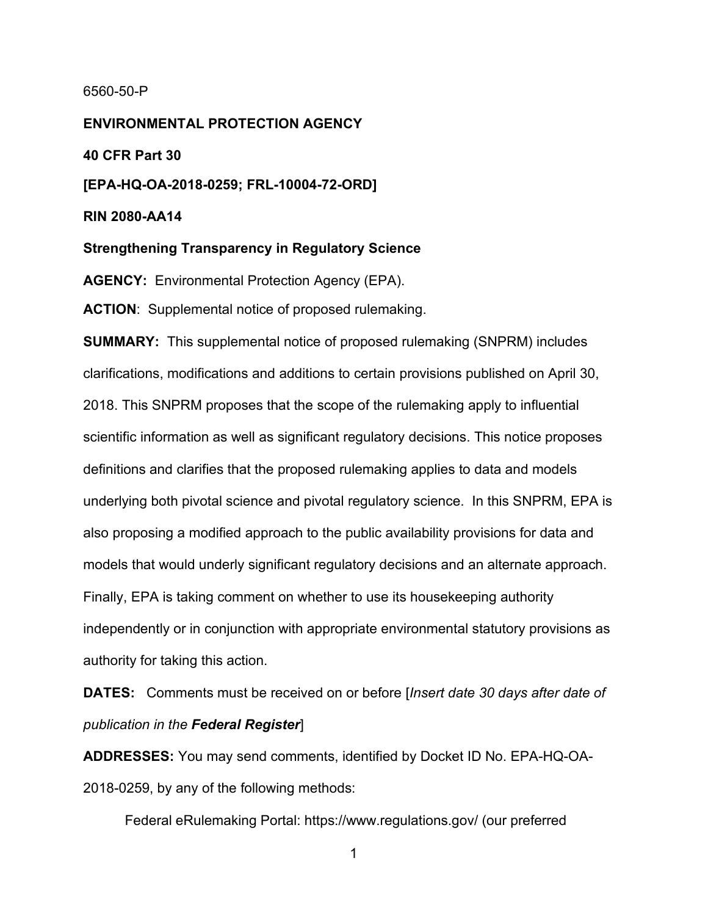6560-50-P

**ENVIRONMENTAL PROTECTION AGENCY**

**40 CFR Part 30**

**[EPA-HQ-OA-2018-0259; FRL-10004-72-ORD]**

**RIN 2080-AA14**

**Strengthening Transparency in Regulatory Science**

**AGENCY:** Environmental Protection Agency (EPA).

**ACTION**: Supplemental notice of proposed rulemaking.

**SUMMARY:** This supplemental notice of proposed rulemaking (SNPRM) includes clarifications, modifications and additions to certain provisions published on April 30, 2018. This SNPRM proposes that the scope of the rulemaking apply to influential scientific information as well as significant regulatory decisions. This notice proposes definitions and clarifies that the proposed rulemaking applies to data and models underlying both pivotal science and pivotal regulatory science. In this SNPRM, EPA is also proposing a modified approach to the public availability provisions for data and models that would underly significant regulatory decisions and an alternate approach. Finally, EPA is taking comment on whether to use its housekeeping authority independently or in conjunction with appropriate environmental statutory provisions as authority for taking this action.

**DATES:** Comments must be received on or before [*Insert date 30 days after date of publication in the **Federal Register***]

**ADDRESSES:** You may send comments, identified by Docket ID No. EPA-HQ-OA-2018-0259, by any of the following methods:

Federal eRulemaking Portal: https://www.regulations.gov/ (our preferred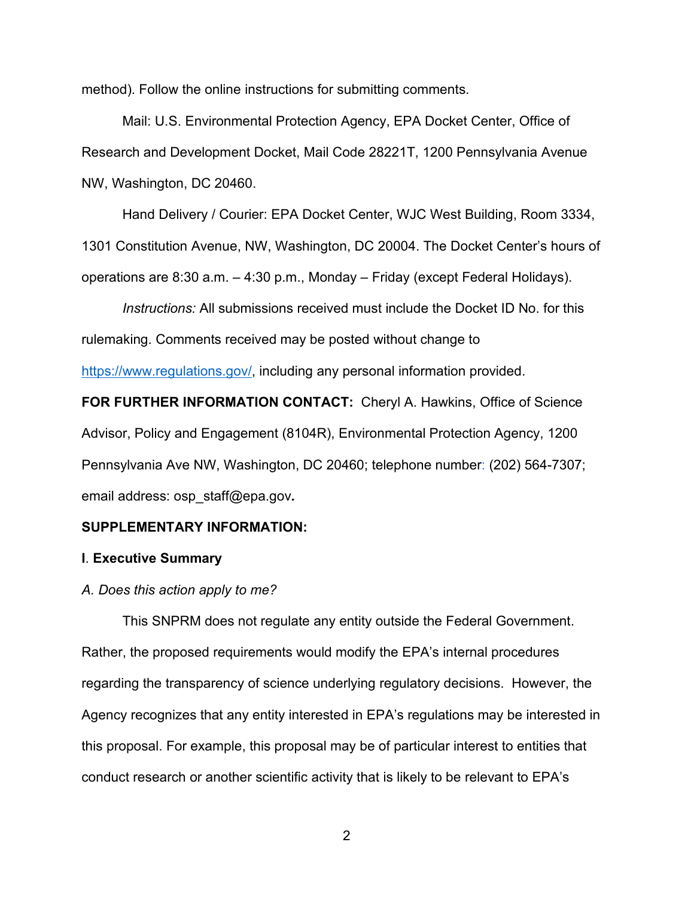method). Follow the online instructions for submitting comments.

Mail: U.S. Environmental Protection Agency, EPA Docket Center, Office of Research and Development Docket, Mail Code 28221T, 1200 Pennsylvania Avenue NW, Washington, DC 20460.

Hand Delivery / Courier: EPA Docket Center, WJC West Building, Room 3334, 1301 Constitution Avenue, NW, Washington, DC 20004. The Docket Center's hours of operations are 8:30 a.m. – 4:30 p.m., Monday – Friday (except Federal Holidays).

*Instructions:* All submissions received must include the Docket ID No. for this rulemaking. Comments received may be posted without change to https://www.regulations.gov/, including any personal information provided.

**FOR FURTHER INFORMATION CONTACT:** Cheryl A. Hawkins, Office of Science Advisor, Policy and Engagement (8104R), Environmental Protection Agency, 1200 Pennsylvania Ave NW, Washington, DC 20460; telephone number: (202) 564-7307; email address: osp_staff@epa.gov.

**SUPPLEMENTARY INFORMATION:**

**I. Executive Summary**

*A. Does this action apply to me?*

This SNPRM does not regulate any entity outside the Federal Government. Rather, the proposed requirements would modify the EPA's internal procedures regarding the transparency of science underlying regulatory decisions. However, the Agency recognizes that any entity interested in EPA's regulations may be interested in this proposal. For example, this proposal may be of particular interest to entities that conduct research or another scientific activity that is likely to be relevant to EPA's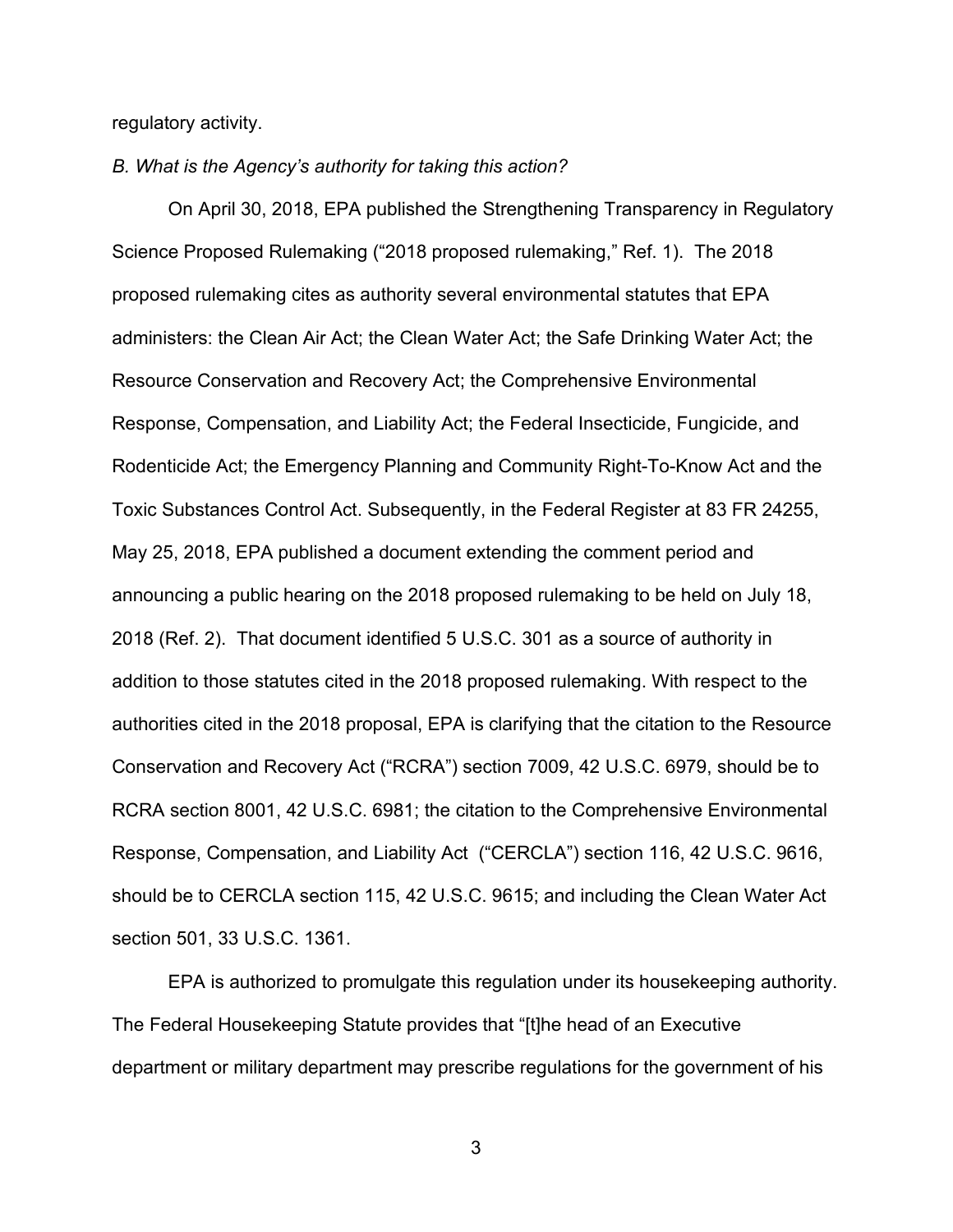regulatory activity.

*B. What is the Agency's authority for taking this action?*

On April 30, 2018, EPA published the Strengthening Transparency in Regulatory Science Proposed Rulemaking ("2018 proposed rulemaking," Ref. 1). The 2018 proposed rulemaking cites as authority several environmental statutes that EPA administers: the Clean Air Act; the Clean Water Act; the Safe Drinking Water Act; the Resource Conservation and Recovery Act; the Comprehensive Environmental Response, Compensation, and Liability Act; the Federal Insecticide, Fungicide, and Rodenticide Act; the Emergency Planning and Community Right-To-Know Act and the Toxic Substances Control Act. Subsequently, in the Federal Register at 83 FR 24255, May 25, 2018, EPA published a document extending the comment period and announcing a public hearing on the 2018 proposed rulemaking to be held on July 18, 2018 (Ref. 2). That document identified 5 U.S.C. 301 as a source of authority in addition to those statutes cited in the 2018 proposed rulemaking. With respect to the authorities cited in the 2018 proposal, EPA is clarifying that the citation to the Resource Conservation and Recovery Act ("RCRA") section 7009, 42 U.S.C. 6979, should be to RCRA section 8001, 42 U.S.C. 6981; the citation to the Comprehensive Environmental Response, Compensation, and Liability Act ("CERCLA") section 116, 42 U.S.C. 9616, should be to CERCLA section 115, 42 U.S.C. 9615; and including the Clean Water Act section 501, 33 U.S.C. 1361.

EPA is authorized to promulgate this regulation under its housekeeping authority. The Federal Housekeeping Statute provides that "[t]he head of an Executive department or military department may prescribe regulations for the government of his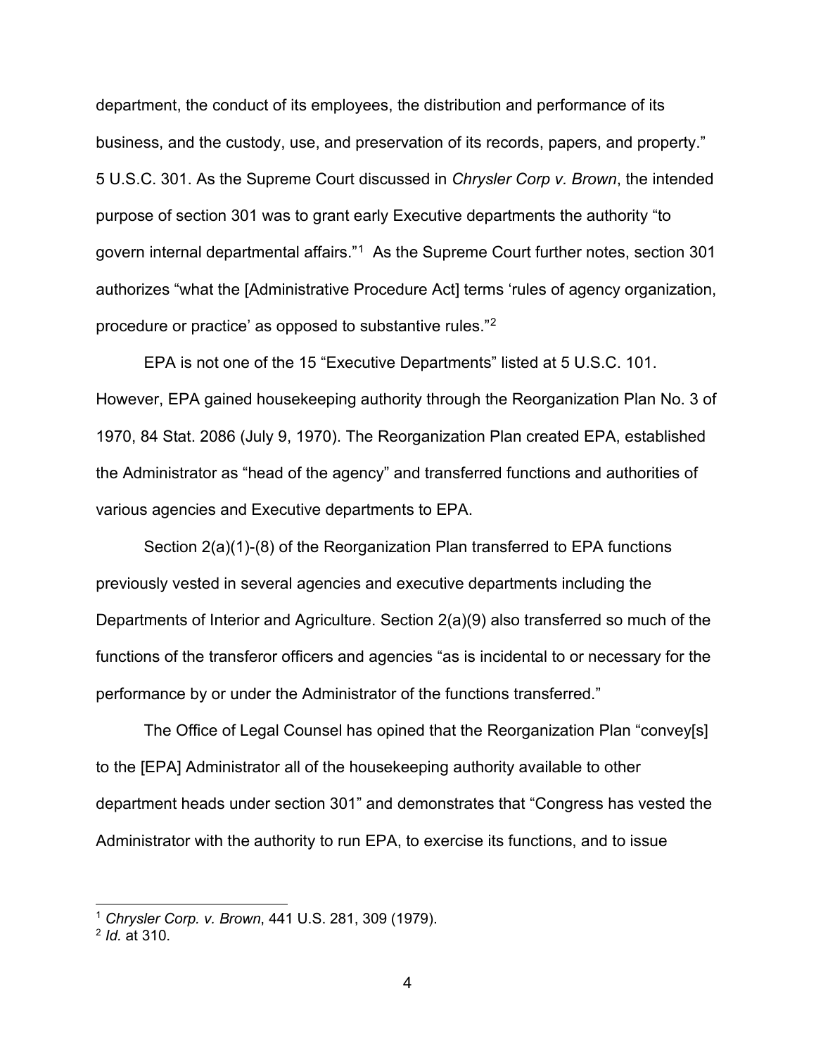department, the conduct of its employees, the distribution and performance of its business, and the custody, use, and preservation of its records, papers, and property." 5 U.S.C. 301. As the Supreme Court discussed in *Chrysler Corp v. Brown*, the intended purpose of section 301 was to grant early Executive departments the authority "to govern internal departmental affairs."[1] As the Supreme Court further notes, section 301 authorizes "what the [Administrative Procedure Act] terms 'rules of agency organization, procedure or practice' as opposed to substantive rules."[2]

EPA is not one of the 15 "Executive Departments" listed at 5 U.S.C. 101. However, EPA gained housekeeping authority through the Reorganization Plan No. 3 of 1970, 84 Stat. 2086 (July 9, 1970). The Reorganization Plan created EPA, established the Administrator as "head of the agency" and transferred functions and authorities of various agencies and Executive departments to EPA.

Section 2(a)(1)-(8) of the Reorganization Plan transferred to EPA functions previously vested in several agencies and executive departments including the Departments of Interior and Agriculture. Section 2(a)(9) also transferred so much of the functions of the transferor officers and agencies "as is incidental to or necessary for the performance by or under the Administrator of the functions transferred."

The Office of Legal Counsel has opined that the Reorganization Plan "convey[s] to the [EPA] Administrator all of the housekeeping authority available to other department heads under section 301" and demonstrates that "Congress has vested the Administrator with the authority to run EPA, to exercise its functions, and to issue

---

[1] *Chrysler Corp. v. Brown*, 441 U.S. 281, 309 (1979).

[2] *Id.* at 310.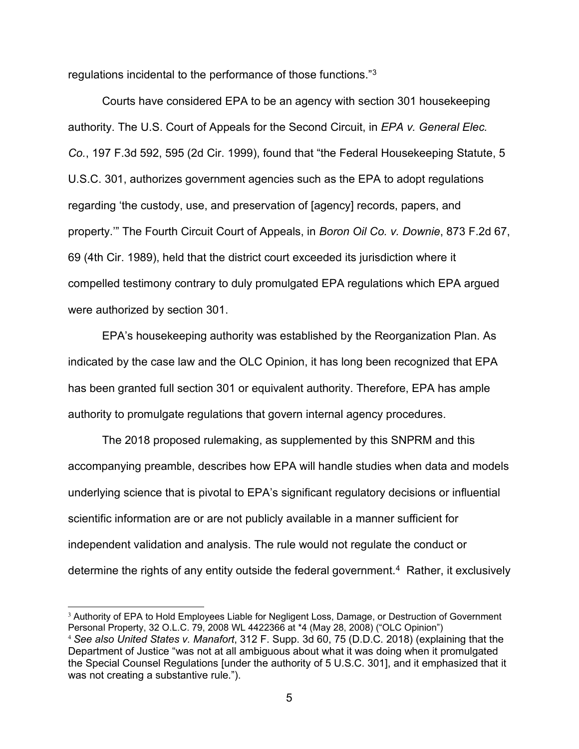regulations incidental to the performance of those functions."[3]

Courts have considered EPA to be an agency with section 301 housekeeping authority. The U.S. Court of Appeals for the Second Circuit, in *EPA v. General Elec. Co.*, 197 F.3d 592, 595 (2d Cir. 1999), found that "the Federal Housekeeping Statute, 5 U.S.C. 301, authorizes government agencies such as the EPA to adopt regulations regarding 'the custody, use, and preservation of [agency] records, papers, and property.'" The Fourth Circuit Court of Appeals, in *Boron Oil Co. v. Downie*, 873 F.2d 67, 69 (4th Cir. 1989), held that the district court exceeded its jurisdiction where it compelled testimony contrary to duly promulgated EPA regulations which EPA argued were authorized by section 301.

EPA's housekeeping authority was established by the Reorganization Plan. As indicated by the case law and the OLC Opinion, it has long been recognized that EPA has been granted full section 301 or equivalent authority. Therefore, EPA has ample authority to promulgate regulations that govern internal agency procedures.

The 2018 proposed rulemaking, as supplemented by this SNPRM and this accompanying preamble, describes how EPA will handle studies when data and models underlying science that is pivotal to EPA's significant regulatory decisions or influential scientific information are or are not publicly available in a manner sufficient for independent validation and analysis. The rule would not regulate the conduct or determine the rights of any entity outside the federal government.[4] Rather, it exclusively

---

[3] Authority of EPA to Hold Employees Liable for Negligent Loss, Damage, or Destruction of Government Personal Property, 32 O.L.C. 79, 2008 WL 4422366 at *4 (May 28, 2008) ("OLC Opinion")

[4] *See also United States v. Manafort*, 312 F. Supp. 3d 60, 75 (D.D.C. 2018) (explaining that the Department of Justice "was not at all ambiguous about what it was doing when it promulgated the Special Counsel Regulations [under the authority of 5 U.S.C. 301], and it emphasized that it was not creating a substantive rule.").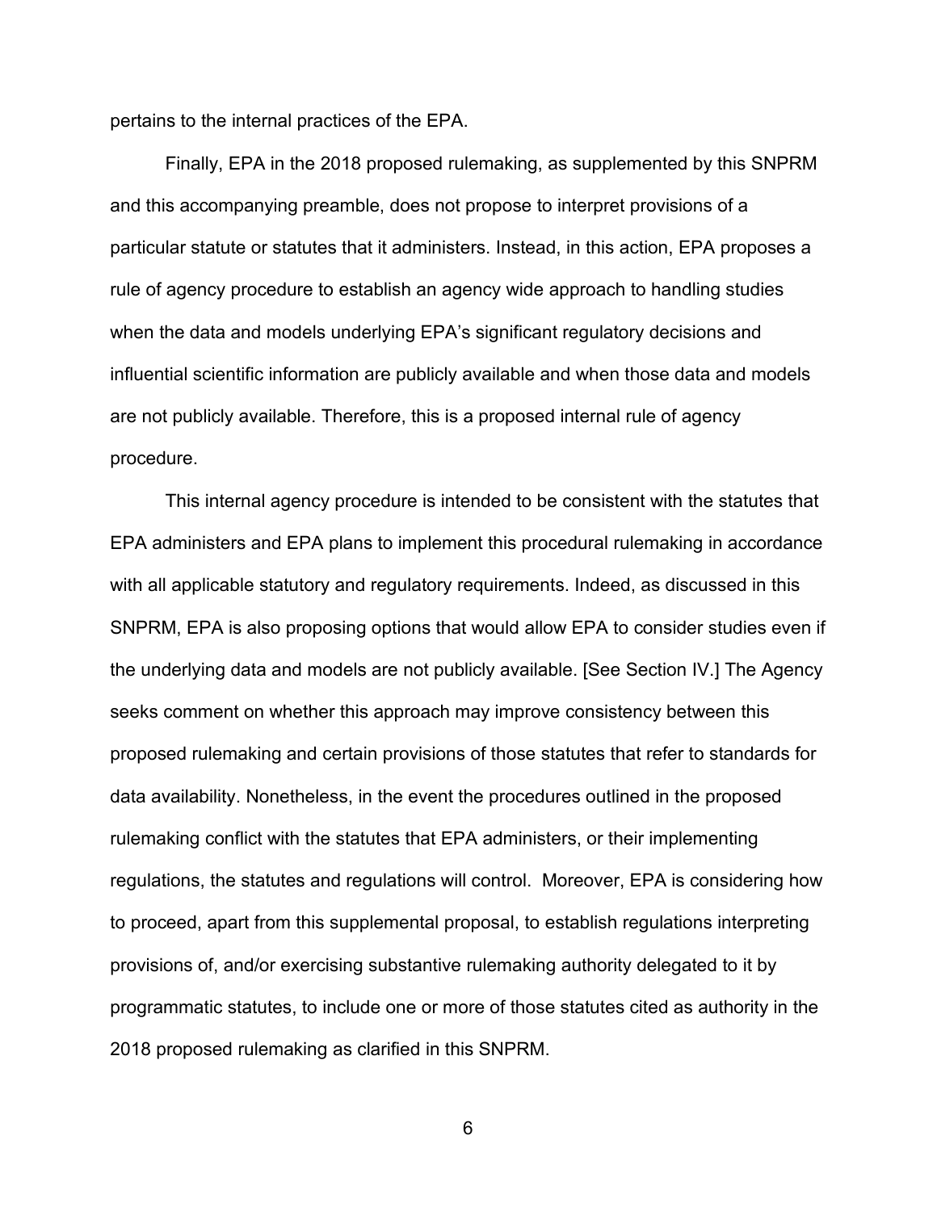pertains to the internal practices of the EPA.

Finally, EPA in the 2018 proposed rulemaking, as supplemented by this SNPRM and this accompanying preamble, does not propose to interpret provisions of a particular statute or statutes that it administers. Instead, in this action, EPA proposes a rule of agency procedure to establish an agency wide approach to handling studies when the data and models underlying EPA's significant regulatory decisions and influential scientific information are publicly available and when those data and models are not publicly available. Therefore, this is a proposed internal rule of agency procedure.

This internal agency procedure is intended to be consistent with the statutes that EPA administers and EPA plans to implement this procedural rulemaking in accordance with all applicable statutory and regulatory requirements. Indeed, as discussed in this SNPRM, EPA is also proposing options that would allow EPA to consider studies even if the underlying data and models are not publicly available. [See Section IV.] The Agency seeks comment on whether this approach may improve consistency between this proposed rulemaking and certain provisions of those statutes that refer to standards for data availability. Nonetheless, in the event the procedures outlined in the proposed rulemaking conflict with the statutes that EPA administers, or their implementing regulations, the statutes and regulations will control. Moreover, EPA is considering how to proceed, apart from this supplemental proposal, to establish regulations interpreting provisions of, and/or exercising substantive rulemaking authority delegated to it by programmatic statutes, to include one or more of those statutes cited as authority in the 2018 proposed rulemaking as clarified in this SNPRM.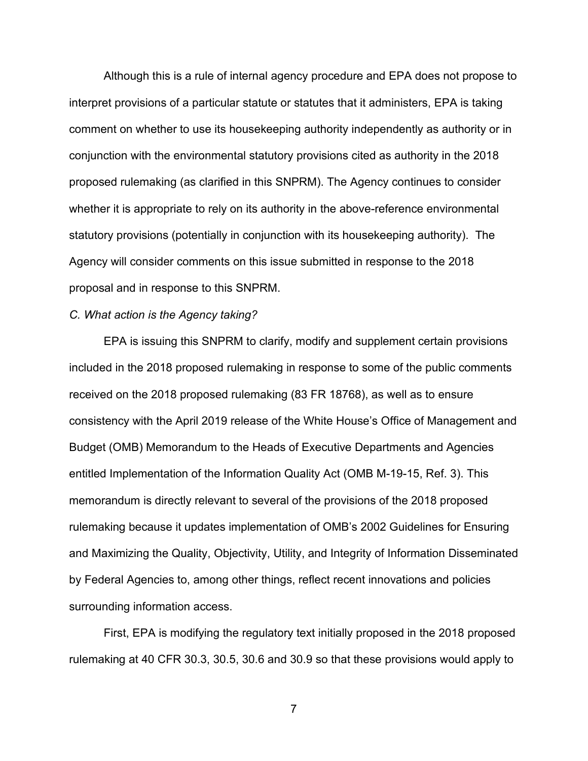Although this is a rule of internal agency procedure and EPA does not propose to interpret provisions of a particular statute or statutes that it administers, EPA is taking comment on whether to use its housekeeping authority independently as authority or in conjunction with the environmental statutory provisions cited as authority in the 2018 proposed rulemaking (as clarified in this SNPRM). The Agency continues to consider whether it is appropriate to rely on its authority in the above-reference environmental statutory provisions (potentially in conjunction with its housekeeping authority). The Agency will consider comments on this issue submitted in response to the 2018 proposal and in response to this SNPRM.

*C. What action is the Agency taking?*

EPA is issuing this SNPRM to clarify, modify and supplement certain provisions included in the 2018 proposed rulemaking in response to some of the public comments received on the 2018 proposed rulemaking (83 FR 18768), as well as to ensure consistency with the April 2019 release of the White House's Office of Management and Budget (OMB) Memorandum to the Heads of Executive Departments and Agencies entitled Implementation of the Information Quality Act (OMB M-19-15, Ref. 3). This memorandum is directly relevant to several of the provisions of the 2018 proposed rulemaking because it updates implementation of OMB's 2002 Guidelines for Ensuring and Maximizing the Quality, Objectivity, Utility, and Integrity of Information Disseminated by Federal Agencies to, among other things, reflect recent innovations and policies surrounding information access.

First, EPA is modifying the regulatory text initially proposed in the 2018 proposed rulemaking at 40 CFR 30.3, 30.5, 30.6 and 30.9 so that these provisions would apply to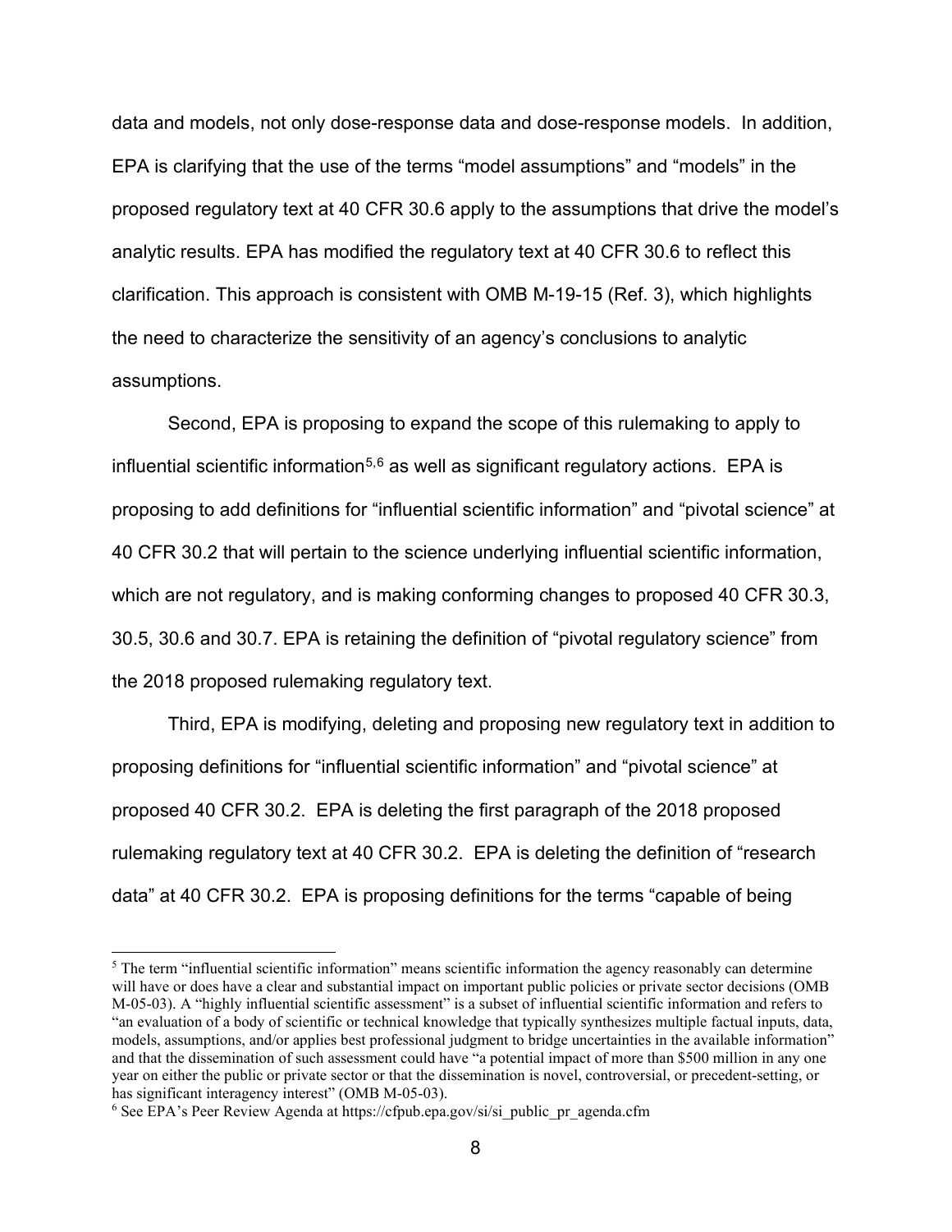data and models, not only dose-response data and dose-response models. In addition, EPA is clarifying that the use of the terms “model assumptions” and “models” in the proposed regulatory text at 40 CFR 30.6 apply to the assumptions that drive the model’s analytic results. EPA has modified the regulatory text at 40 CFR 30.6 to reflect this clarification. This approach is consistent with OMB M-19-15 (Ref. 3), which highlights the need to characterize the sensitivity of an agency’s conclusions to analytic assumptions.

Second, EPA is proposing to expand the scope of this rulemaking to apply to influential scientific information[5,6] as well as significant regulatory actions. EPA is proposing to add definitions for “influential scientific information” and “pivotal science” at 40 CFR 30.2 that will pertain to the science underlying influential scientific information, which are not regulatory, and is making conforming changes to proposed 40 CFR 30.3, 30.5, 30.6 and 30.7. EPA is retaining the definition of “pivotal regulatory science” from the 2018 proposed rulemaking regulatory text.

Third, EPA is modifying, deleting and proposing new regulatory text in addition to proposing definitions for “influential scientific information” and “pivotal science” at proposed 40 CFR 30.2. EPA is deleting the first paragraph of the 2018 proposed rulemaking regulatory text at 40 CFR 30.2. EPA is deleting the definition of “research data” at 40 CFR 30.2. EPA is proposing definitions for the terms “capable of being

---

[5] The term “influential scientific information” means scientific information the agency reasonably can determine will have or does have a clear and substantial impact on important public policies or private sector decisions (OMB M-05-03). A “highly influential scientific assessment” is a subset of influential scientific information and refers to “an evaluation of a body of scientific or technical knowledge that typically synthesizes multiple factual inputs, data, models, assumptions, and/or applies best professional judgment to bridge uncertainties in the available information” and that the dissemination of such assessment could have “a potential impact of more than $500 million in any one year on either the public or private sector or that the dissemination is novel, controversial, or precedent-setting, or has significant interagency interest” (OMB M-05-03).

[6] See EPA’s Peer Review Agenda at https://cfpub.epa.gov/si/si_public_pr_agenda.cfm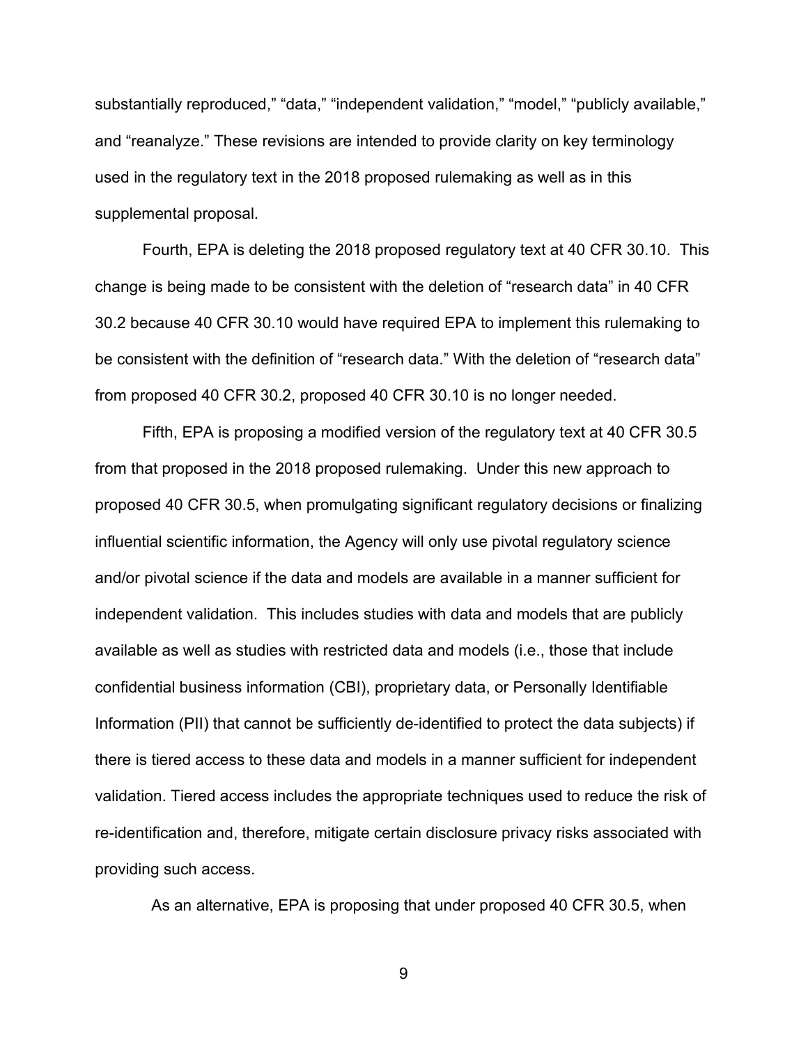substantially reproduced," "data," "independent validation," "model," "publicly available," and "reanalyze." These revisions are intended to provide clarity on key terminology used in the regulatory text in the 2018 proposed rulemaking as well as in this supplemental proposal.

Fourth, EPA is deleting the 2018 proposed regulatory text at 40 CFR 30.10. This change is being made to be consistent with the deletion of "research data" in 40 CFR 30.2 because 40 CFR 30.10 would have required EPA to implement this rulemaking to be consistent with the definition of "research data." With the deletion of "research data" from proposed 40 CFR 30.2, proposed 40 CFR 30.10 is no longer needed.

Fifth, EPA is proposing a modified version of the regulatory text at 40 CFR 30.5 from that proposed in the 2018 proposed rulemaking. Under this new approach to proposed 40 CFR 30.5, when promulgating significant regulatory decisions or finalizing influential scientific information, the Agency will only use pivotal regulatory science and/or pivotal science if the data and models are available in a manner sufficient for independent validation. This includes studies with data and models that are publicly available as well as studies with restricted data and models (i.e., those that include confidential business information (CBI), proprietary data, or Personally Identifiable Information (PII) that cannot be sufficiently de-identified to protect the data subjects) if there is tiered access to these data and models in a manner sufficient for independent validation. Tiered access includes the appropriate techniques used to reduce the risk of re-identification and, therefore, mitigate certain disclosure privacy risks associated with providing such access.

As an alternative, EPA is proposing that under proposed 40 CFR 30.5, when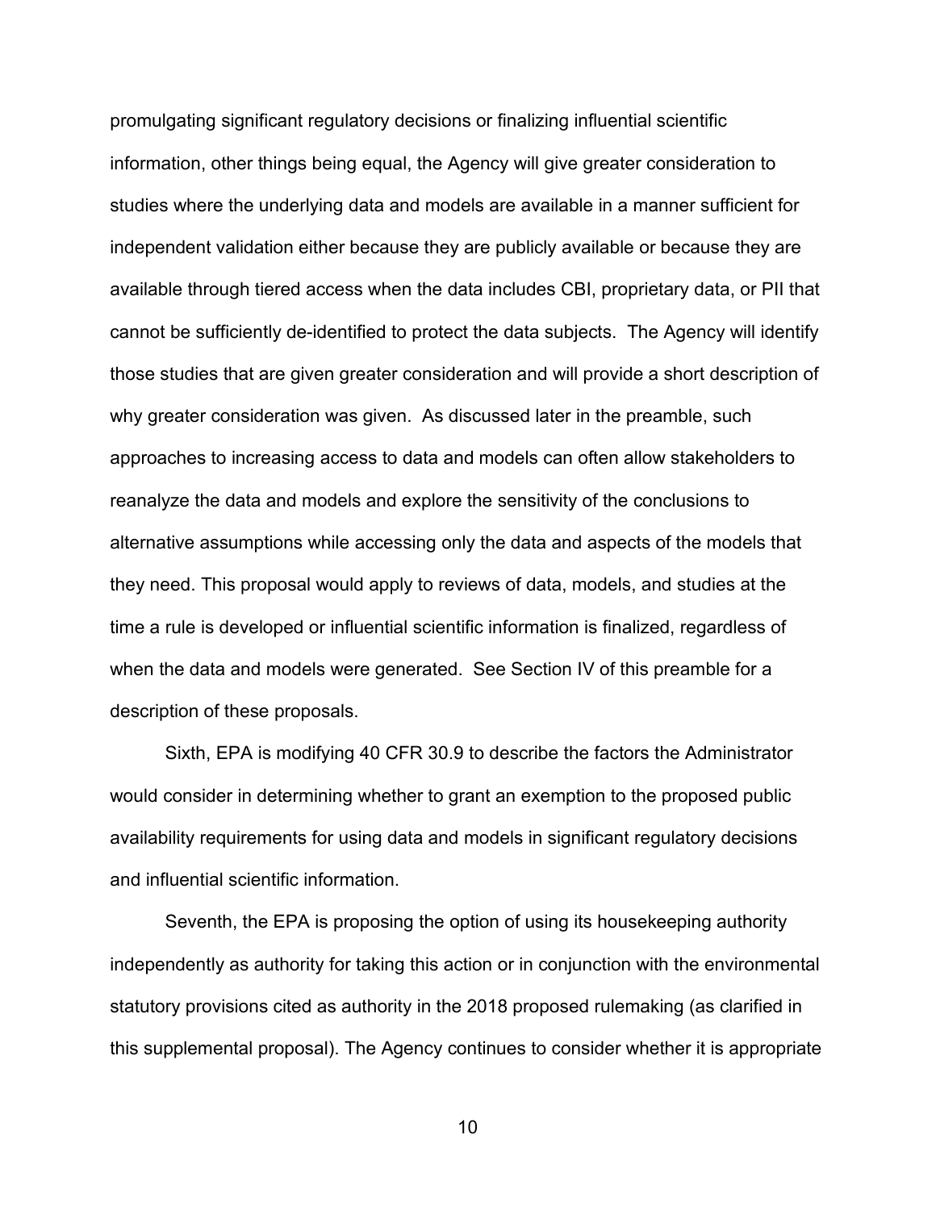promulgating significant regulatory decisions or finalizing influential scientific information, other things being equal, the Agency will give greater consideration to studies where the underlying data and models are available in a manner sufficient for independent validation either because they are publicly available or because they are available through tiered access when the data includes CBI, proprietary data, or PII that cannot be sufficiently de-identified to protect the data subjects. The Agency will identify those studies that are given greater consideration and will provide a short description of why greater consideration was given. As discussed later in the preamble, such approaches to increasing access to data and models can often allow stakeholders to reanalyze the data and models and explore the sensitivity of the conclusions to alternative assumptions while accessing only the data and aspects of the models that they need. This proposal would apply to reviews of data, models, and studies at the time a rule is developed or influential scientific information is finalized, regardless of when the data and models were generated. See Section IV of this preamble for a description of these proposals.

Sixth, EPA is modifying 40 CFR 30.9 to describe the factors the Administrator would consider in determining whether to grant an exemption to the proposed public availability requirements for using data and models in significant regulatory decisions and influential scientific information.

Seventh, the EPA is proposing the option of using its housekeeping authority independently as authority for taking this action or in conjunction with the environmental statutory provisions cited as authority in the 2018 proposed rulemaking (as clarified in this supplemental proposal). The Agency continues to consider whether it is appropriate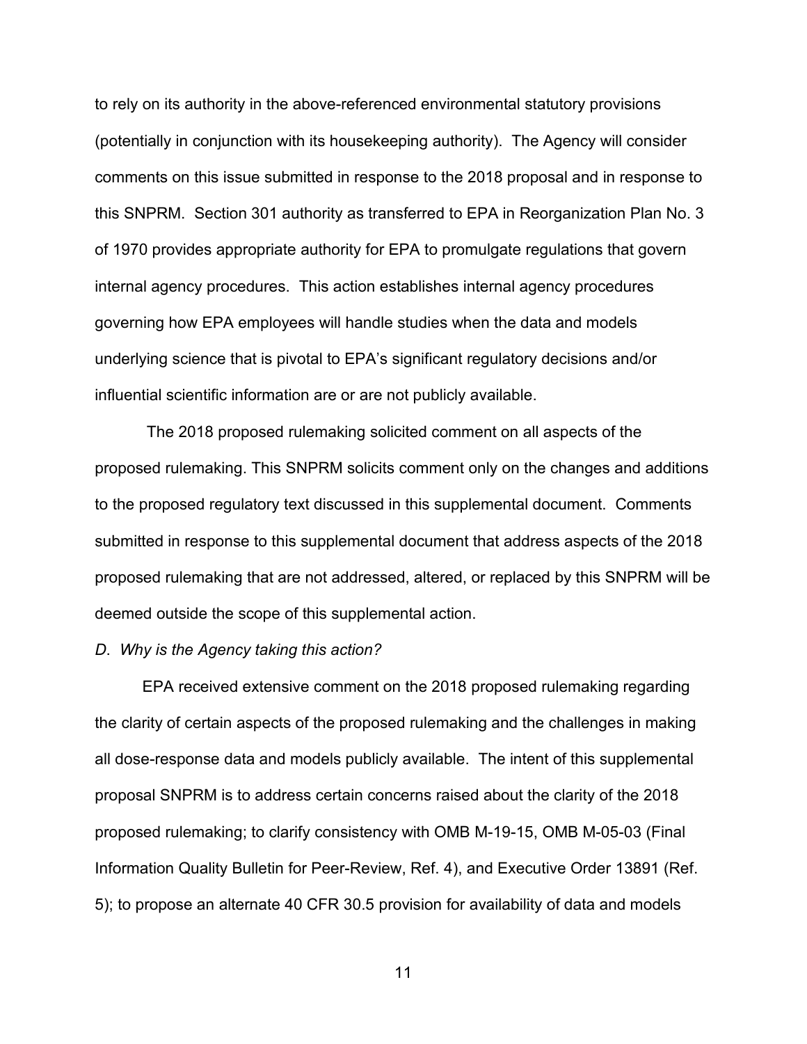to rely on its authority in the above-referenced environmental statutory provisions (potentially in conjunction with its housekeeping authority). The Agency will consider comments on this issue submitted in response to the 2018 proposal and in response to this SNPRM. Section 301 authority as transferred to EPA in Reorganization Plan No. 3 of 1970 provides appropriate authority for EPA to promulgate regulations that govern internal agency procedures. This action establishes internal agency procedures governing how EPA employees will handle studies when the data and models underlying science that is pivotal to EPA's significant regulatory decisions and/or influential scientific information are or are not publicly available.

The 2018 proposed rulemaking solicited comment on all aspects of the proposed rulemaking. This SNPRM solicits comment only on the changes and additions to the proposed regulatory text discussed in this supplemental document. Comments submitted in response to this supplemental document that address aspects of the 2018 proposed rulemaking that are not addressed, altered, or replaced by this SNPRM will be deemed outside the scope of this supplemental action.

*D. Why is the Agency taking this action?*

EPA received extensive comment on the 2018 proposed rulemaking regarding the clarity of certain aspects of the proposed rulemaking and the challenges in making all dose-response data and models publicly available. The intent of this supplemental proposal SNPRM is to address certain concerns raised about the clarity of the 2018 proposed rulemaking; to clarify consistency with OMB M-19-15, OMB M-05-03 (Final Information Quality Bulletin for Peer-Review, Ref. 4), and Executive Order 13891 (Ref. 5); to propose an alternate 40 CFR 30.5 provision for availability of data and models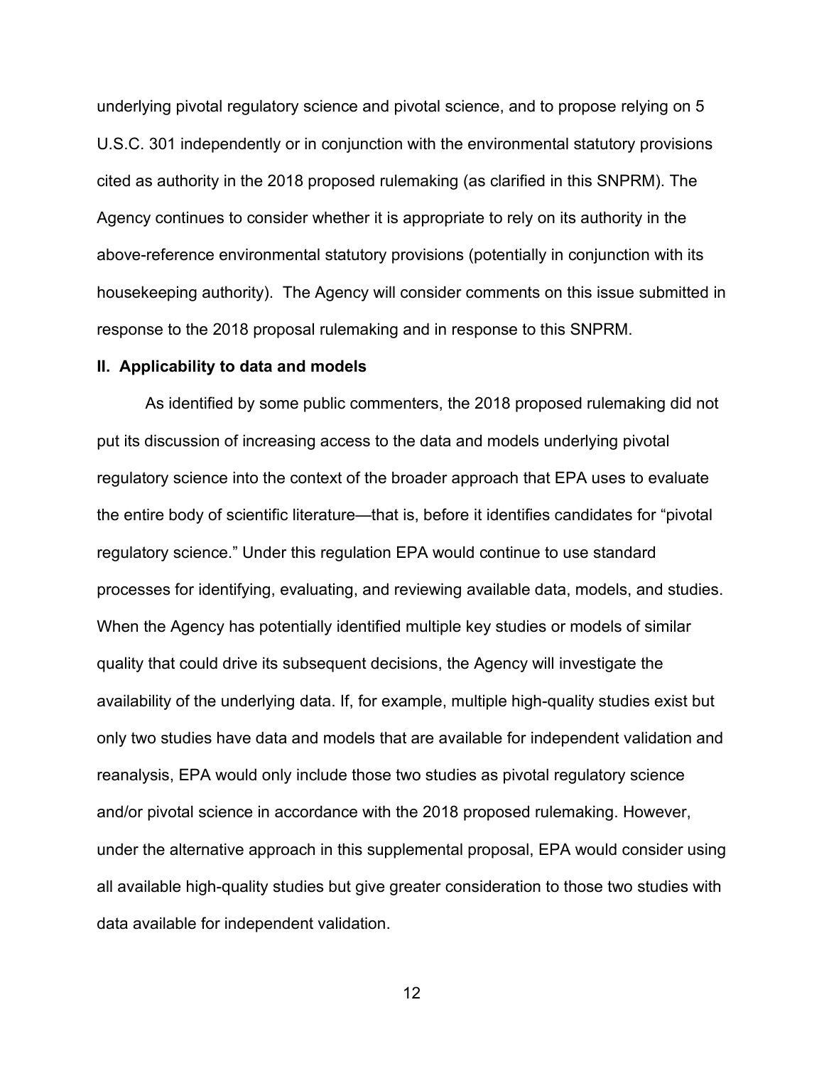underlying pivotal regulatory science and pivotal science, and to propose relying on 5 U.S.C. 301 independently or in conjunction with the environmental statutory provisions cited as authority in the 2018 proposed rulemaking (as clarified in this SNPRM). The Agency continues to consider whether it is appropriate to rely on its authority in the above-reference environmental statutory provisions (potentially in conjunction with its housekeeping authority). The Agency will consider comments on this issue submitted in response to the 2018 proposal rulemaking and in response to this SNPRM.

## II. Applicability to data and models

As identified by some public commenters, the 2018 proposed rulemaking did not put its discussion of increasing access to the data and models underlying pivotal regulatory science into the context of the broader approach that EPA uses to evaluate the entire body of scientific literature—that is, before it identifies candidates for "pivotal regulatory science." Under this regulation EPA would continue to use standard processes for identifying, evaluating, and reviewing available data, models, and studies. When the Agency has potentially identified multiple key studies or models of similar quality that could drive its subsequent decisions, the Agency will investigate the availability of the underlying data. If, for example, multiple high-quality studies exist but only two studies have data and models that are available for independent validation and reanalysis, EPA would only include those two studies as pivotal regulatory science and/or pivotal science in accordance with the 2018 proposed rulemaking. However, under the alternative approach in this supplemental proposal, EPA would consider using all available high-quality studies but give greater consideration to those two studies with data available for independent validation.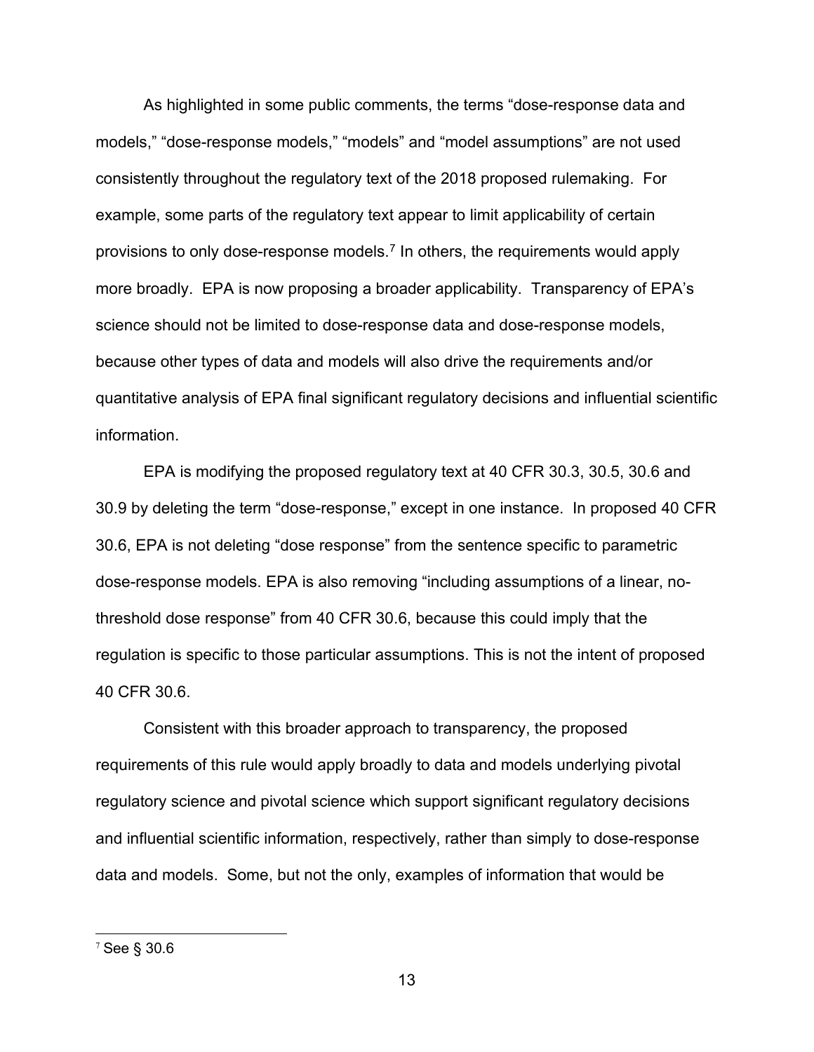As highlighted in some public comments, the terms "dose-response data and models," "dose-response models," "models" and "model assumptions" are not used consistently throughout the regulatory text of the 2018 proposed rulemaking. For example, some parts of the regulatory text appear to limit applicability of certain provisions to only dose-response models.[7] In others, the requirements would apply more broadly. EPA is now proposing a broader applicability. Transparency of EPA's science should not be limited to dose-response data and dose-response models, because other types of data and models will also drive the requirements and/or quantitative analysis of EPA final significant regulatory decisions and influential scientific information.

EPA is modifying the proposed regulatory text at 40 CFR 30.3, 30.5, 30.6 and 30.9 by deleting the term "dose-response," except in one instance. In proposed 40 CFR 30.6, EPA is not deleting "dose response" from the sentence specific to parametric dose-response models. EPA is also removing "including assumptions of a linear, no-threshold dose response" from 40 CFR 30.6, because this could imply that the regulation is specific to those particular assumptions. This is not the intent of proposed 40 CFR 30.6.

Consistent with this broader approach to transparency, the proposed requirements of this rule would apply broadly to data and models underlying pivotal regulatory science and pivotal science which support significant regulatory decisions and influential scientific information, respectively, rather than simply to dose-response data and models. Some, but not the only, examples of information that would be

[7] See § 30.6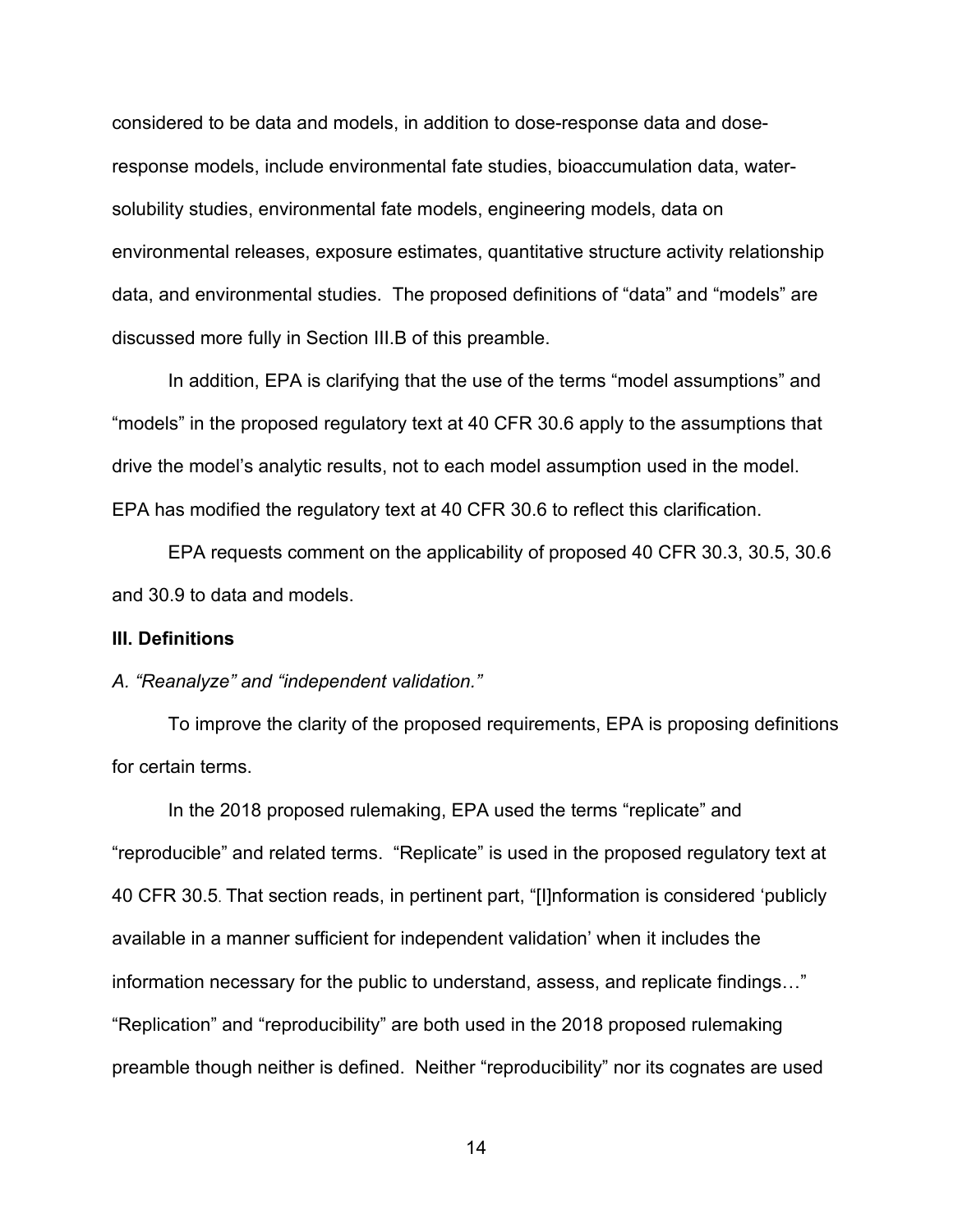considered to be data and models, in addition to dose-response data and dose-response models, include environmental fate studies, bioaccumulation data, water-solubility studies, environmental fate models, engineering models, data on environmental releases, exposure estimates, quantitative structure activity relationship data, and environmental studies. The proposed definitions of "data" and "models" are discussed more fully in Section III.B of this preamble.

In addition, EPA is clarifying that the use of the terms "model assumptions" and "models" in the proposed regulatory text at 40 CFR 30.6 apply to the assumptions that drive the model's analytic results, not to each model assumption used in the model. EPA has modified the regulatory text at 40 CFR 30.6 to reflect this clarification.

EPA requests comment on the applicability of proposed 40 CFR 30.3, 30.5, 30.6 and 30.9 to data and models.

## III. Definitions

### *A. "Reanalyze" and "independent validation."*

To improve the clarity of the proposed requirements, EPA is proposing definitions for certain terms.

In the 2018 proposed rulemaking, EPA used the terms "replicate" and "reproducible" and related terms. "Replicate" is used in the proposed regulatory text at 40 CFR 30.5. That section reads, in pertinent part, "[I]nformation is considered 'publicly available in a manner sufficient for independent validation' when it includes the information necessary for the public to understand, assess, and replicate findings…" "Replication" and "reproducibility" are both used in the 2018 proposed rulemaking preamble though neither is defined. Neither "reproducibility" nor its cognates are used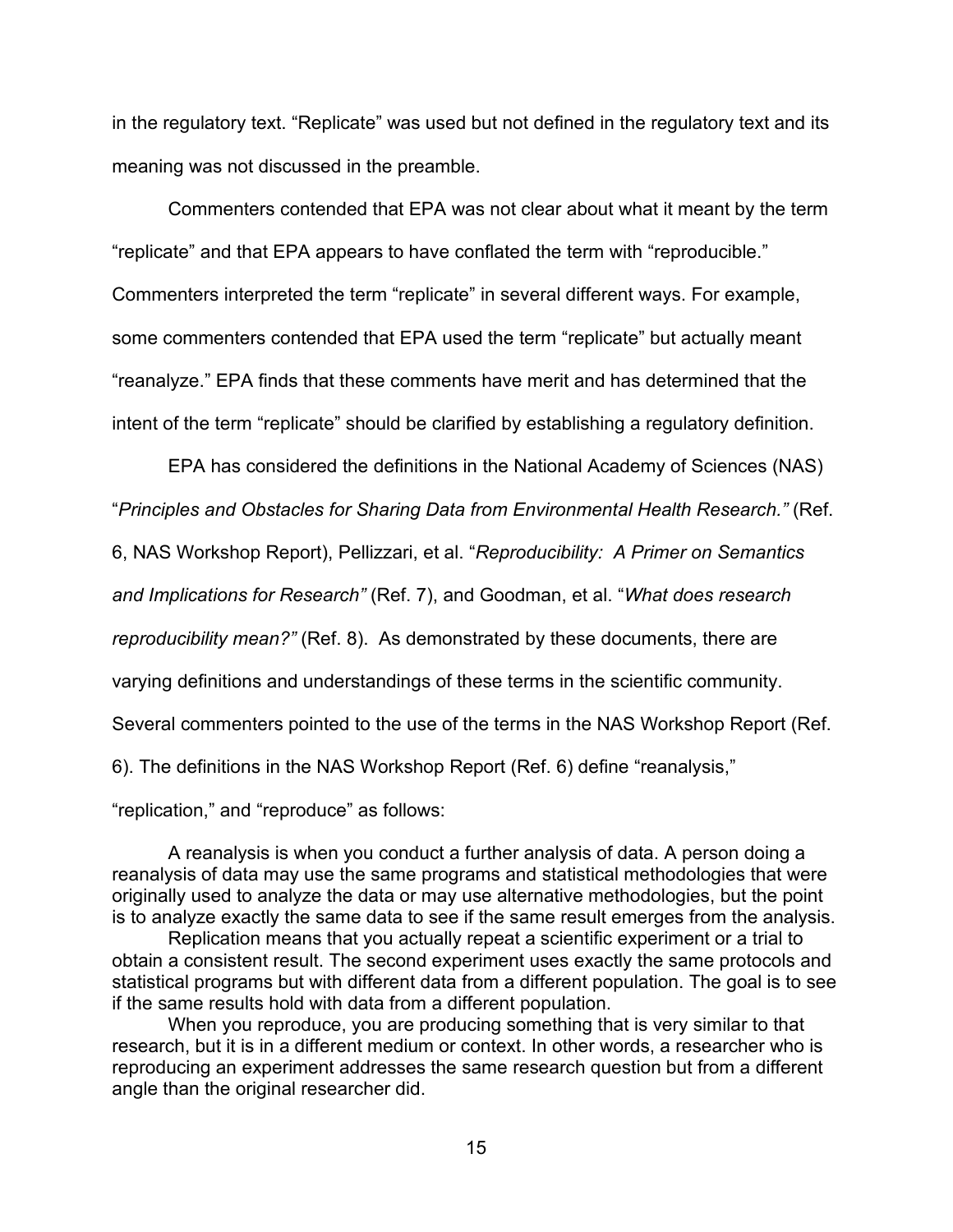in the regulatory text. "Replicate" was used but not defined in the regulatory text and its meaning was not discussed in the preamble.

Commenters contended that EPA was not clear about what it meant by the term "replicate" and that EPA appears to have conflated the term with "reproducible." Commenters interpreted the term "replicate" in several different ways. For example, some commenters contended that EPA used the term "replicate" but actually meant "reanalyze." EPA finds that these comments have merit and has determined that the intent of the term "replicate" should be clarified by establishing a regulatory definition.

EPA has considered the definitions in the National Academy of Sciences (NAS) "*Principles and Obstacles for Sharing Data from Environmental Health Research.*" (Ref. 6, NAS Workshop Report), Pellizzari, et al. "*Reproducibility: A Primer on Semantics and Implications for Research*" (Ref. 7), and Goodman, et al. "*What does research reproducibility mean?*" (Ref. 8). As demonstrated by these documents, there are varying definitions and understandings of these terms in the scientific community. Several commenters pointed to the use of the terms in the NAS Workshop Report (Ref. 6). The definitions in the NAS Workshop Report (Ref. 6) define "reanalysis," "replication," and "reproduce" as follows:

> A reanalysis is when you conduct a further analysis of data. A person doing a reanalysis of data may use the same programs and statistical methodologies that were originally used to analyze the data or may use alternative methodologies, but the point is to analyze exactly the same data to see if the same result emerges from the analysis.
>
> Replication means that you actually repeat a scientific experiment or a trial to obtain a consistent result. The second experiment uses exactly the same protocols and statistical programs but with different data from a different population. The goal is to see if the same results hold with data from a different population.
>
> When you reproduce, you are producing something that is very similar to that research, but it is in a different medium or context. In other words, a researcher who is reproducing an experiment addresses the same research question but from a different angle than the original researcher did.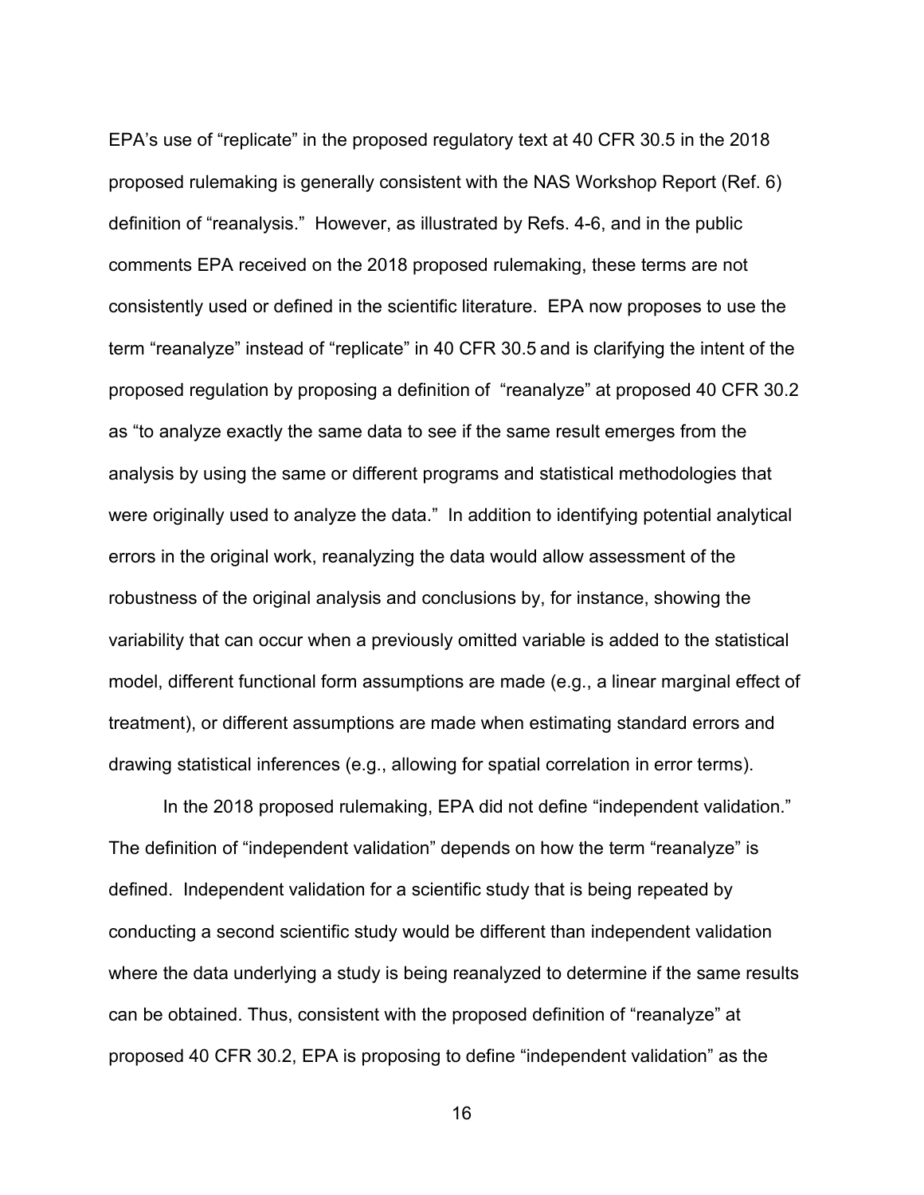EPA's use of "replicate" in the proposed regulatory text at 40 CFR 30.5 in the 2018 proposed rulemaking is generally consistent with the NAS Workshop Report (Ref. 6) definition of "reanalysis." However, as illustrated by Refs. 4-6, and in the public comments EPA received on the 2018 proposed rulemaking, these terms are not consistently used or defined in the scientific literature. EPA now proposes to use the term "reanalyze" instead of "replicate" in 40 CFR 30.5 and is clarifying the intent of the proposed regulation by proposing a definition of "reanalyze" at proposed 40 CFR 30.2 as "to analyze exactly the same data to see if the same result emerges from the analysis by using the same or different programs and statistical methodologies that were originally used to analyze the data." In addition to identifying potential analytical errors in the original work, reanalyzing the data would allow assessment of the robustness of the original analysis and conclusions by, for instance, showing the variability that can occur when a previously omitted variable is added to the statistical model, different functional form assumptions are made (e.g., a linear marginal effect of treatment), or different assumptions are made when estimating standard errors and drawing statistical inferences (e.g., allowing for spatial correlation in error terms).

In the 2018 proposed rulemaking, EPA did not define "independent validation." The definition of "independent validation" depends on how the term "reanalyze" is defined. Independent validation for a scientific study that is being repeated by conducting a second scientific study would be different than independent validation where the data underlying a study is being reanalyzed to determine if the same results can be obtained. Thus, consistent with the proposed definition of "reanalyze" at proposed 40 CFR 30.2, EPA is proposing to define "independent validation" as the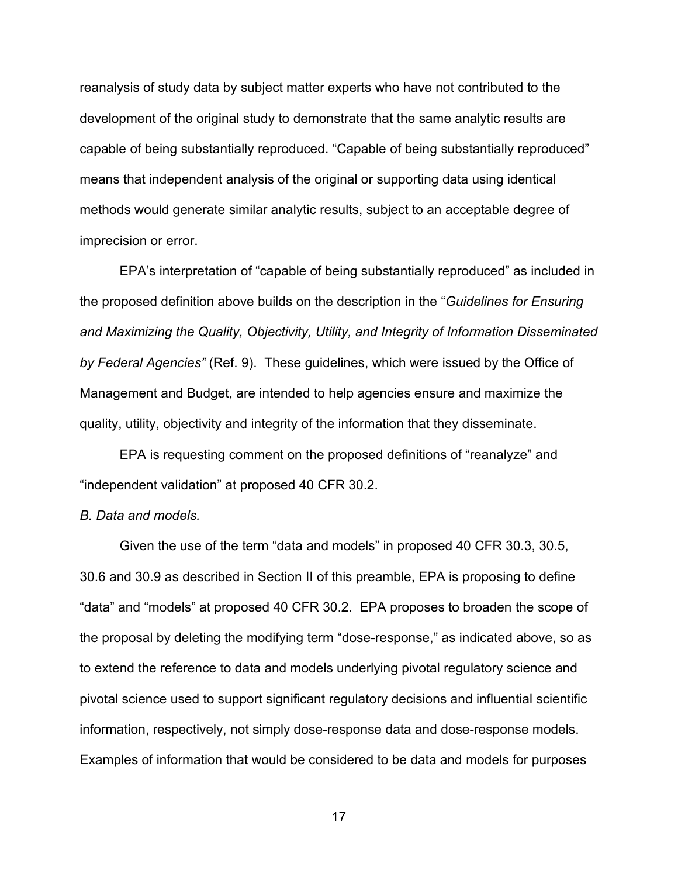reanalysis of study data by subject matter experts who have not contributed to the development of the original study to demonstrate that the same analytic results are capable of being substantially reproduced. “Capable of being substantially reproduced” means that independent analysis of the original or supporting data using identical methods would generate similar analytic results, subject to an acceptable degree of imprecision or error.

EPA’s interpretation of “capable of being substantially reproduced” as included in the proposed definition above builds on the description in the “*Guidelines for Ensuring and Maximizing the Quality, Objectivity, Utility, and Integrity of Information Disseminated by Federal Agencies”* (Ref. 9). These guidelines, which were issued by the Office of Management and Budget, are intended to help agencies ensure and maximize the quality, utility, objectivity and integrity of the information that they disseminate.

EPA is requesting comment on the proposed definitions of “reanalyze” and “independent validation” at proposed 40 CFR 30.2.

*B. Data and models.*

Given the use of the term “data and models” in proposed 40 CFR 30.3, 30.5, 30.6 and 30.9 as described in Section II of this preamble, EPA is proposing to define “data” and “models” at proposed 40 CFR 30.2. EPA proposes to broaden the scope of the proposal by deleting the modifying term “dose-response,” as indicated above, so as to extend the reference to data and models underlying pivotal regulatory science and pivotal science used to support significant regulatory decisions and influential scientific information, respectively, not simply dose-response data and dose-response models. Examples of information that would be considered to be data and models for purposes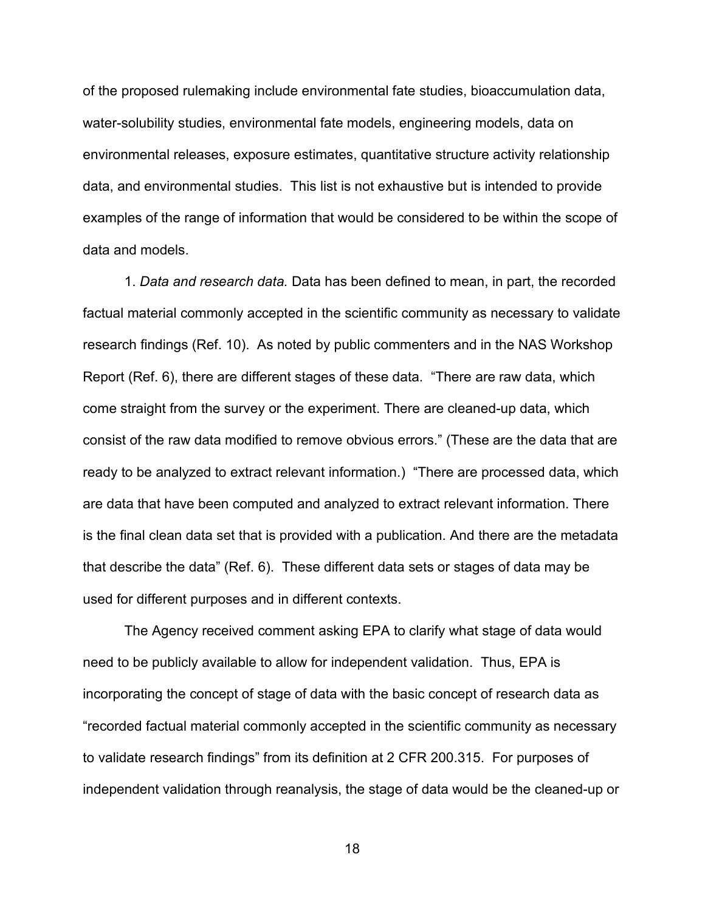of the proposed rulemaking include environmental fate studies, bioaccumulation data, water-solubility studies, environmental fate models, engineering models, data on environmental releases, exposure estimates, quantitative structure activity relationship data, and environmental studies. This list is not exhaustive but is intended to provide examples of the range of information that would be considered to be within the scope of data and models.

1. *Data and research data.* Data has been defined to mean, in part, the recorded factual material commonly accepted in the scientific community as necessary to validate research findings (Ref. 10). As noted by public commenters and in the NAS Workshop Report (Ref. 6), there are different stages of these data. "There are raw data, which come straight from the survey or the experiment. There are cleaned-up data, which consist of the raw data modified to remove obvious errors." (These are the data that are ready to be analyzed to extract relevant information.) "There are processed data, which are data that have been computed and analyzed to extract relevant information. There is the final clean data set that is provided with a publication. And there are the metadata that describe the data" (Ref. 6). These different data sets or stages of data may be used for different purposes and in different contexts.

The Agency received comment asking EPA to clarify what stage of data would need to be publicly available to allow for independent validation. Thus, EPA is incorporating the concept of stage of data with the basic concept of research data as "recorded factual material commonly accepted in the scientific community as necessary to validate research findings" from its definition at 2 CFR 200.315. For purposes of independent validation through reanalysis, the stage of data would be the cleaned-up or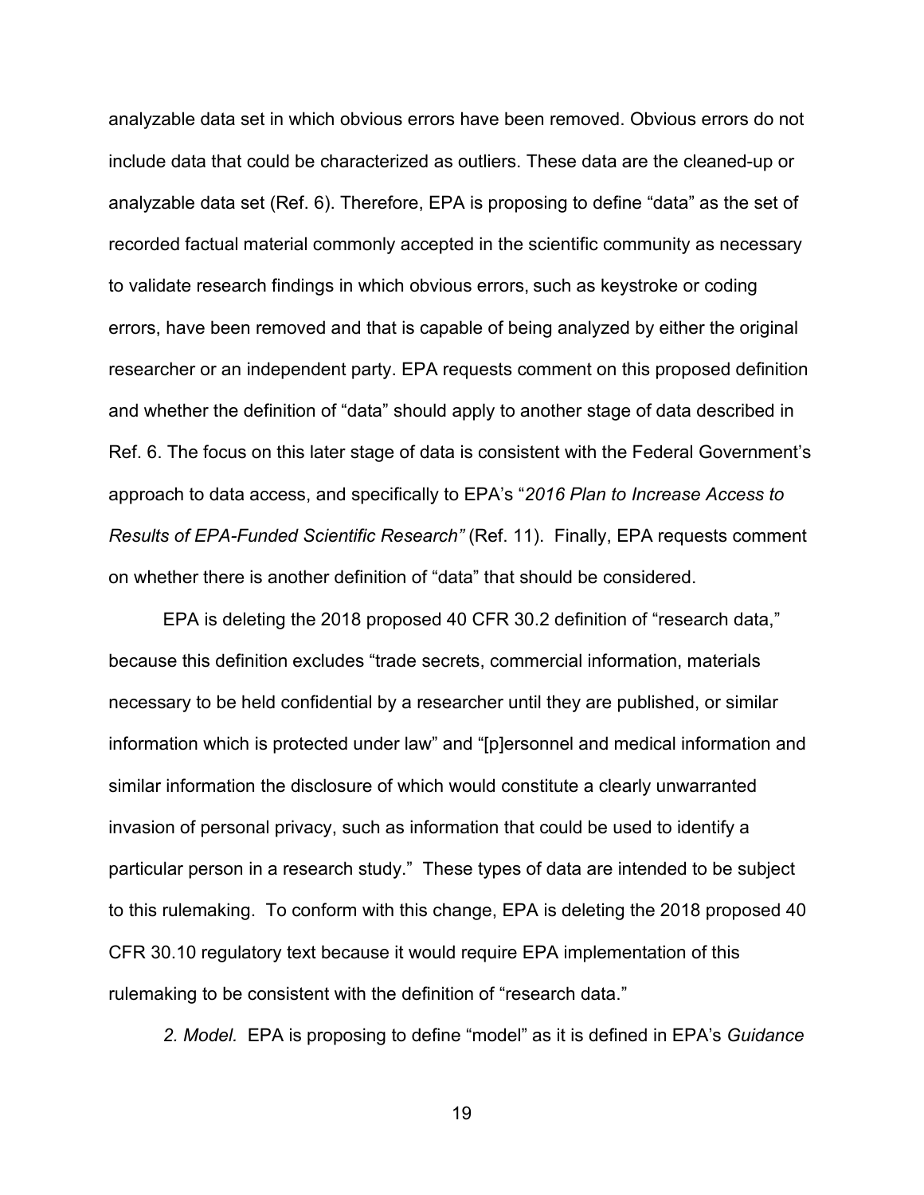analyzable data set in which obvious errors have been removed. Obvious errors do not include data that could be characterized as outliers. These data are the cleaned-up or analyzable data set (Ref. 6). Therefore, EPA is proposing to define "data" as the set of recorded factual material commonly accepted in the scientific community as necessary to validate research findings in which obvious errors, such as keystroke or coding errors, have been removed and that is capable of being analyzed by either the original researcher or an independent party. EPA requests comment on this proposed definition and whether the definition of "data" should apply to another stage of data described in Ref. 6. The focus on this later stage of data is consistent with the Federal Government's approach to data access, and specifically to EPA's "*2016 Plan to Increase Access to Results of EPA-Funded Scientific Research"* (Ref. 11). Finally, EPA requests comment on whether there is another definition of "data" that should be considered.

EPA is deleting the 2018 proposed 40 CFR 30.2 definition of "research data," because this definition excludes "trade secrets, commercial information, materials necessary to be held confidential by a researcher until they are published, or similar information which is protected under law" and "[p]ersonnel and medical information and similar information the disclosure of which would constitute a clearly unwarranted invasion of personal privacy, such as information that could be used to identify a particular person in a research study." These types of data are intended to be subject to this rulemaking. To conform with this change, EPA is deleting the 2018 proposed 40 CFR 30.10 regulatory text because it would require EPA implementation of this rulemaking to be consistent with the definition of "research data."

*2. Model.* EPA is proposing to define "model" as it is defined in EPA's *Guidance*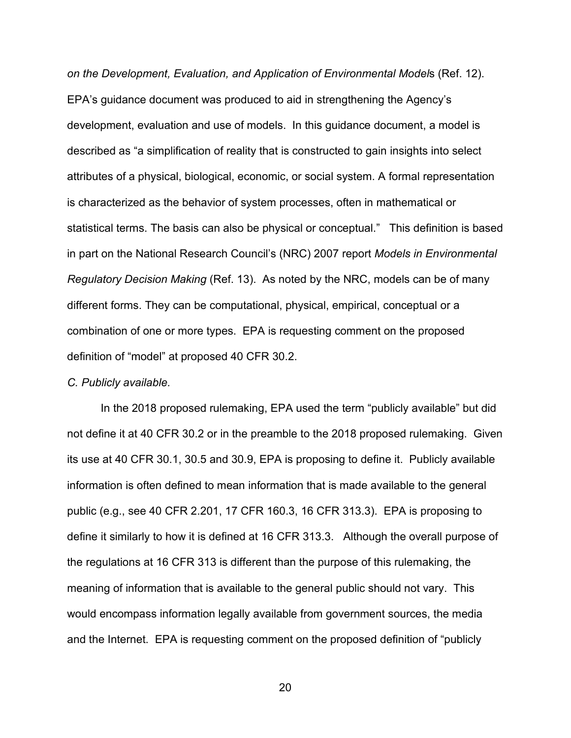*on the Development, Evaluation, and Application of Environmental Model*s (Ref. 12). EPA's guidance document was produced to aid in strengthening the Agency's development, evaluation and use of models. In this guidance document, a model is described as "a simplification of reality that is constructed to gain insights into select attributes of a physical, biological, economic, or social system. A formal representation is characterized as the behavior of system processes, often in mathematical or statistical terms. The basis can also be physical or conceptual." This definition is based in part on the National Research Council's (NRC) 2007 report *Models in Environmental Regulatory Decision Making* (Ref. 13). As noted by the NRC, models can be of many different forms. They can be computational, physical, empirical, conceptual or a combination of one or more types. EPA is requesting comment on the proposed definition of "model" at proposed 40 CFR 30.2.

*C. Publicly available.*

In the 2018 proposed rulemaking, EPA used the term "publicly available" but did not define it at 40 CFR 30.2 or in the preamble to the 2018 proposed rulemaking. Given its use at 40 CFR 30.1, 30.5 and 30.9, EPA is proposing to define it. Publicly available information is often defined to mean information that is made available to the general public (e.g., see 40 CFR 2.201, 17 CFR 160.3, 16 CFR 313.3). EPA is proposing to define it similarly to how it is defined at 16 CFR 313.3. Although the overall purpose of the regulations at 16 CFR 313 is different than the purpose of this rulemaking, the meaning of information that is available to the general public should not vary. This would encompass information legally available from government sources, the media and the Internet. EPA is requesting comment on the proposed definition of "publicly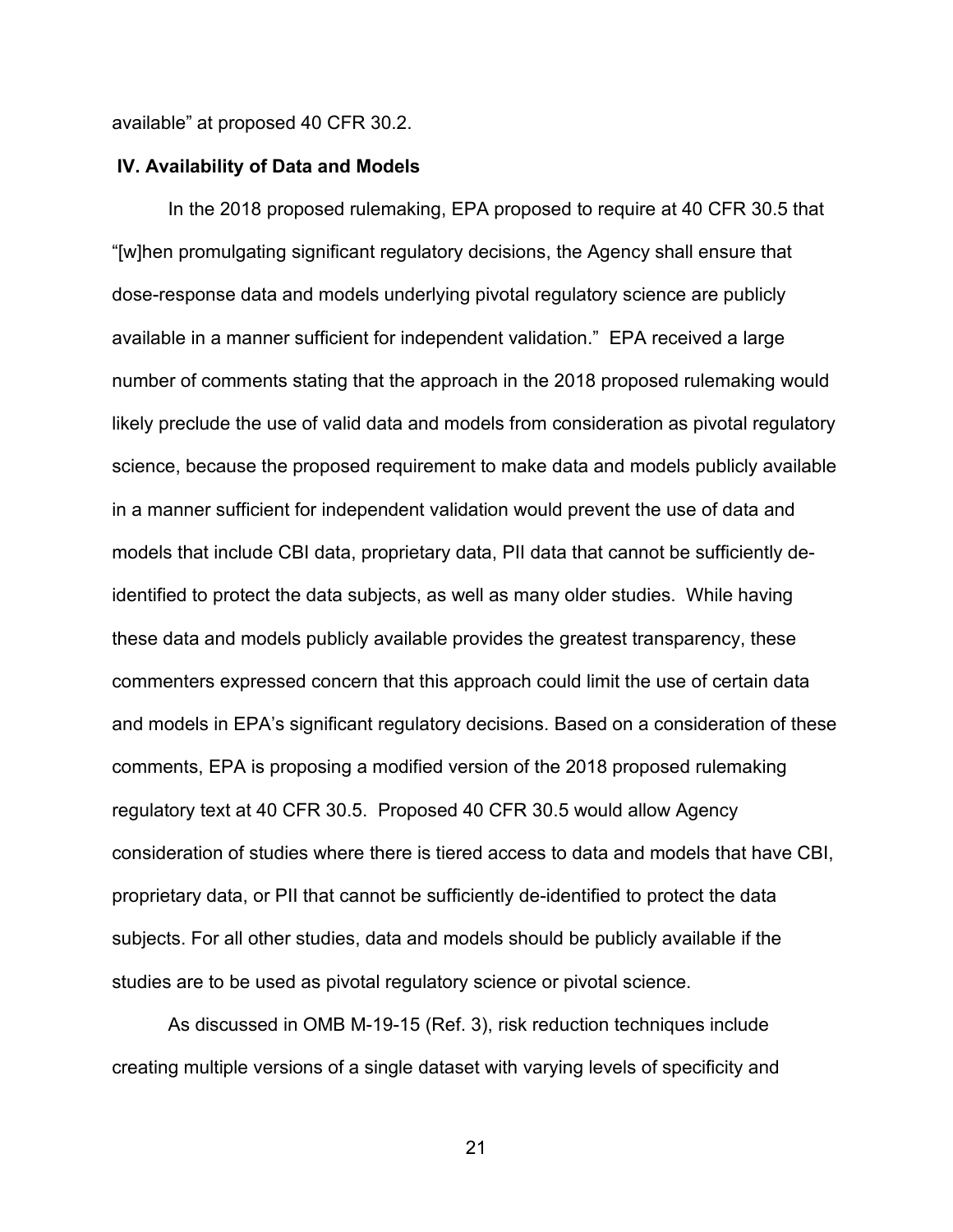available" at proposed 40 CFR 30.2.

## IV. Availability of Data and Models

In the 2018 proposed rulemaking, EPA proposed to require at 40 CFR 30.5 that "[w]hen promulgating significant regulatory decisions, the Agency shall ensure that dose-response data and models underlying pivotal regulatory science are publicly available in a manner sufficient for independent validation." EPA received a large number of comments stating that the approach in the 2018 proposed rulemaking would likely preclude the use of valid data and models from consideration as pivotal regulatory science, because the proposed requirement to make data and models publicly available in a manner sufficient for independent validation would prevent the use of data and models that include CBI data, proprietary data, PII data that cannot be sufficiently de-identified to protect the data subjects, as well as many older studies. While having these data and models publicly available provides the greatest transparency, these commenters expressed concern that this approach could limit the use of certain data and models in EPA's significant regulatory decisions. Based on a consideration of these comments, EPA is proposing a modified version of the 2018 proposed rulemaking regulatory text at 40 CFR 30.5. Proposed 40 CFR 30.5 would allow Agency consideration of studies where there is tiered access to data and models that have CBI, proprietary data, or PII that cannot be sufficiently de-identified to protect the data subjects. For all other studies, data and models should be publicly available if the studies are to be used as pivotal regulatory science or pivotal science.

As discussed in OMB M-19-15 (Ref. 3), risk reduction techniques include creating multiple versions of a single dataset with varying levels of specificity and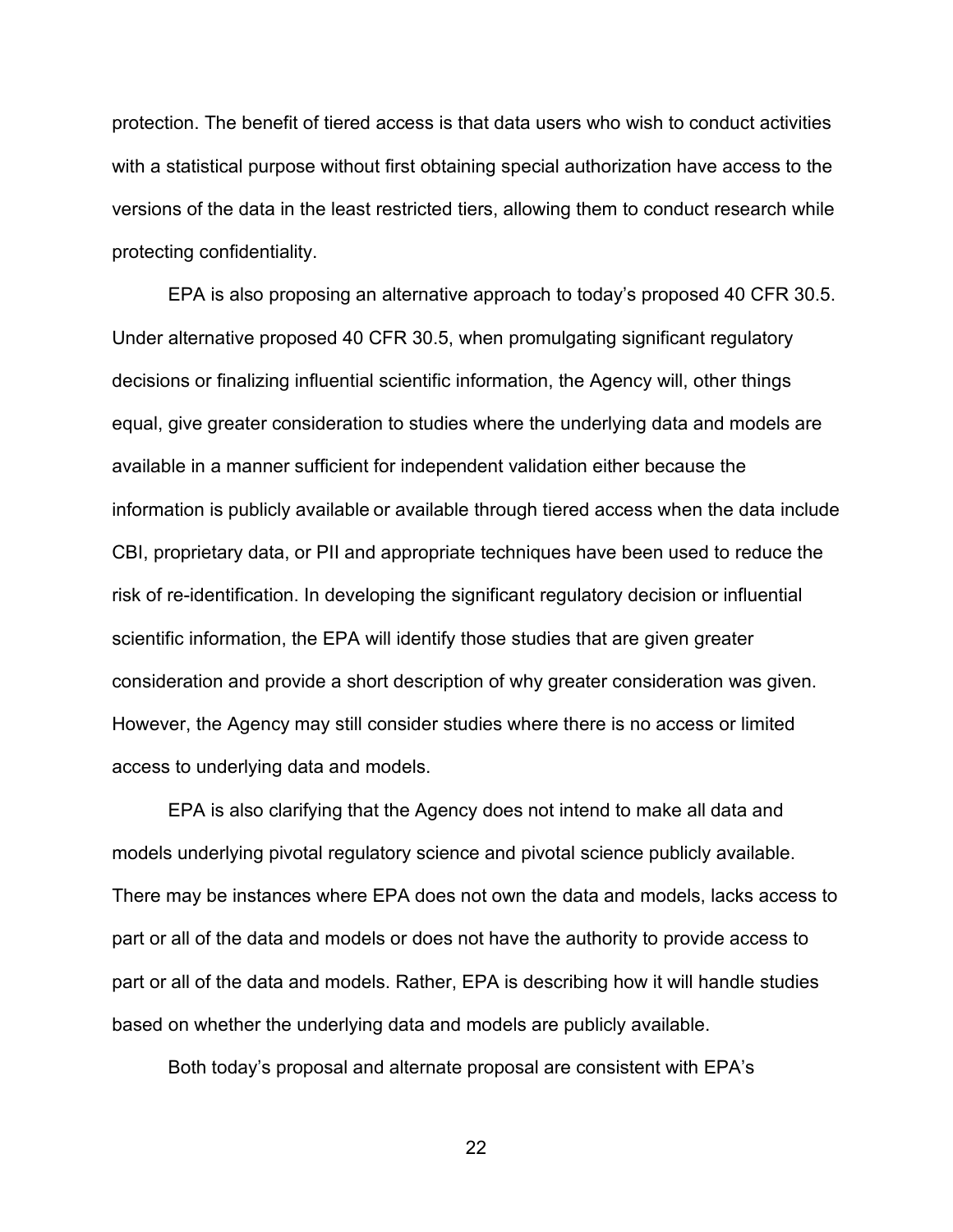protection. The benefit of tiered access is that data users who wish to conduct activities with a statistical purpose without first obtaining special authorization have access to the versions of the data in the least restricted tiers, allowing them to conduct research while protecting confidentiality.

EPA is also proposing an alternative approach to today's proposed 40 CFR 30.5. Under alternative proposed 40 CFR 30.5, when promulgating significant regulatory decisions or finalizing influential scientific information, the Agency will, other things equal, give greater consideration to studies where the underlying data and models are available in a manner sufficient for independent validation either because the information is publicly available or available through tiered access when the data include CBI, proprietary data, or PII and appropriate techniques have been used to reduce the risk of re-identification. In developing the significant regulatory decision or influential scientific information, the EPA will identify those studies that are given greater consideration and provide a short description of why greater consideration was given. However, the Agency may still consider studies where there is no access or limited access to underlying data and models.

EPA is also clarifying that the Agency does not intend to make all data and models underlying pivotal regulatory science and pivotal science publicly available. There may be instances where EPA does not own the data and models, lacks access to part or all of the data and models or does not have the authority to provide access to part or all of the data and models. Rather, EPA is describing how it will handle studies based on whether the underlying data and models are publicly available.

Both today's proposal and alternate proposal are consistent with EPA's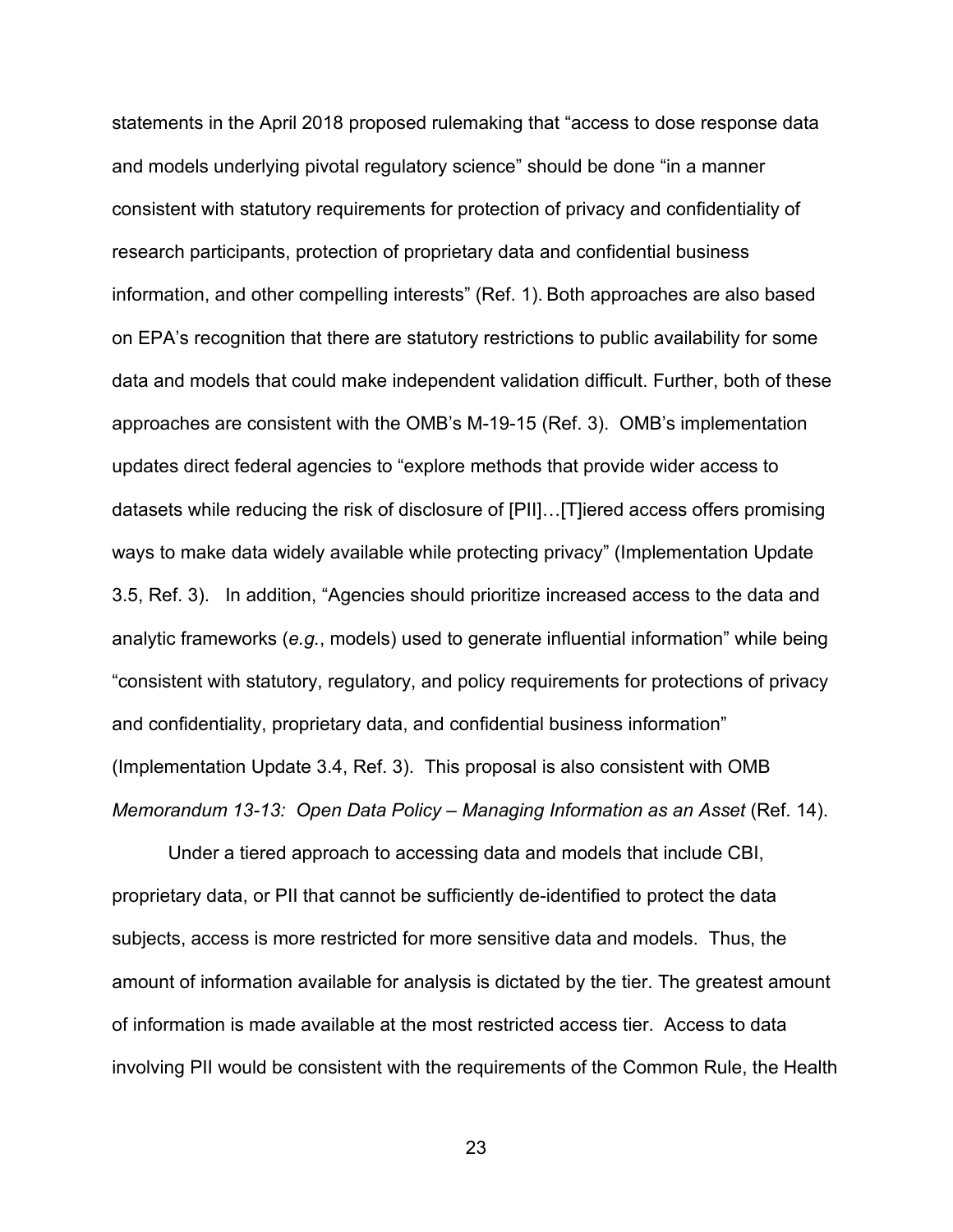statements in the April 2018 proposed rulemaking that "access to dose response data and models underlying pivotal regulatory science" should be done "in a manner consistent with statutory requirements for protection of privacy and confidentiality of research participants, protection of proprietary data and confidential business information, and other compelling interests" (Ref. 1). Both approaches are also based on EPA's recognition that there are statutory restrictions to public availability for some data and models that could make independent validation difficult. Further, both of these approaches are consistent with the OMB's M-19-15 (Ref. 3). OMB's implementation updates direct federal agencies to "explore methods that provide wider access to datasets while reducing the risk of disclosure of [PII]…[T]iered access offers promising ways to make data widely available while protecting privacy" (Implementation Update 3.5, Ref. 3). In addition, "Agencies should prioritize increased access to the data and analytic frameworks (*e.g.*, models) used to generate influential information" while being "consistent with statutory, regulatory, and policy requirements for protections of privacy and confidentiality, proprietary data, and confidential business information" (Implementation Update 3.4, Ref. 3). This proposal is also consistent with OMB *Memorandum 13-13: Open Data Policy – Managing Information as an Asset* (Ref. 14).

Under a tiered approach to accessing data and models that include CBI, proprietary data, or PII that cannot be sufficiently de-identified to protect the data subjects, access is more restricted for more sensitive data and models. Thus, the amount of information available for analysis is dictated by the tier. The greatest amount of information is made available at the most restricted access tier. Access to data involving PII would be consistent with the requirements of the Common Rule, the Health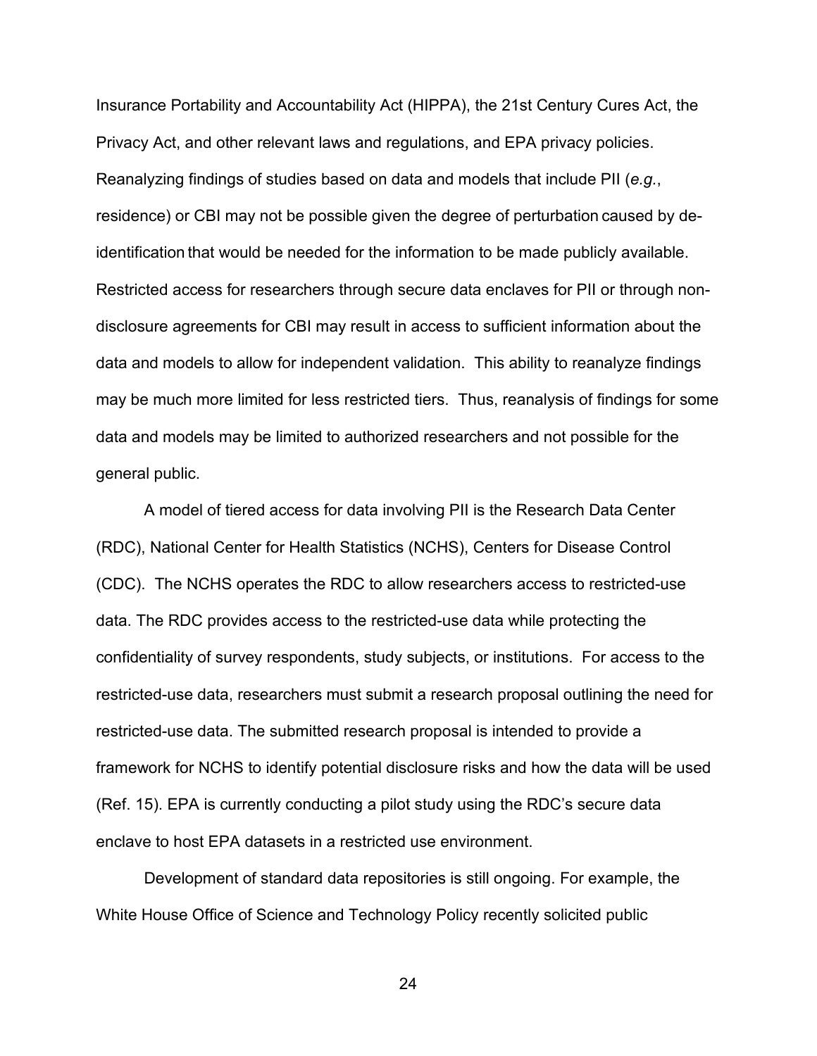Insurance Portability and Accountability Act (HIPPA), the 21st Century Cures Act, the Privacy Act, and other relevant laws and regulations, and EPA privacy policies. Reanalyzing findings of studies based on data and models that include PII (*e.g.*, residence) or CBI may not be possible given the degree of perturbation caused by de-identification that would be needed for the information to be made publicly available. Restricted access for researchers through secure data enclaves for PII or through non-disclosure agreements for CBI may result in access to sufficient information about the data and models to allow for independent validation. This ability to reanalyze findings may be much more limited for less restricted tiers. Thus, reanalysis of findings for some data and models may be limited to authorized researchers and not possible for the general public.

A model of tiered access for data involving PII is the Research Data Center (RDC), National Center for Health Statistics (NCHS), Centers for Disease Control (CDC). The NCHS operates the RDC to allow researchers access to restricted-use data. The RDC provides access to the restricted-use data while protecting the confidentiality of survey respondents, study subjects, or institutions. For access to the restricted-use data, researchers must submit a research proposal outlining the need for restricted-use data. The submitted research proposal is intended to provide a framework for NCHS to identify potential disclosure risks and how the data will be used (Ref. 15). EPA is currently conducting a pilot study using the RDC's secure data enclave to host EPA datasets in a restricted use environment.

Development of standard data repositories is still ongoing. For example, the White House Office of Science and Technology Policy recently solicited public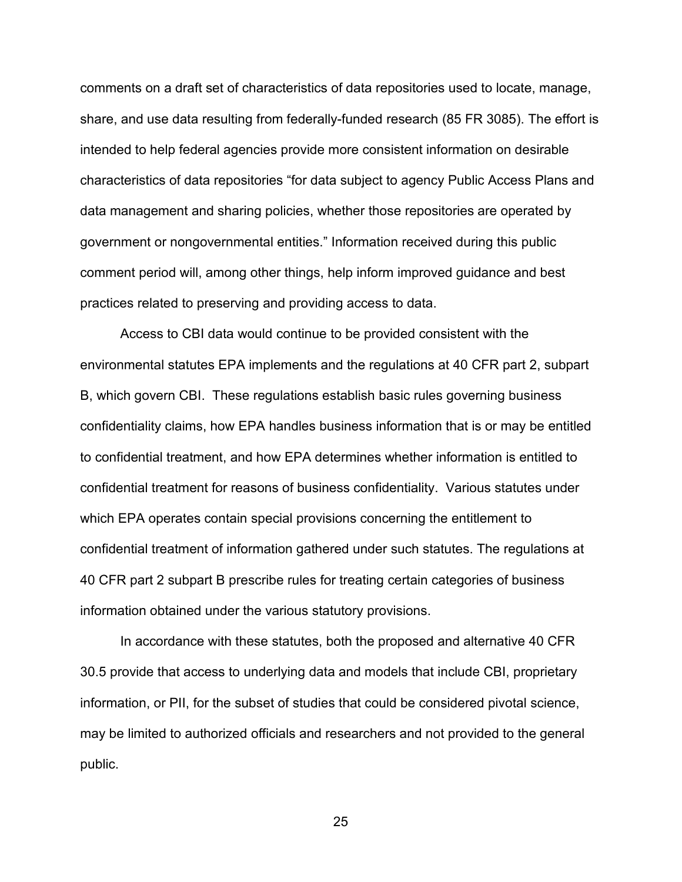comments on a draft set of characteristics of data repositories used to locate, manage, share, and use data resulting from federally-funded research (85 FR 3085). The effort is intended to help federal agencies provide more consistent information on desirable characteristics of data repositories "for data subject to agency Public Access Plans and data management and sharing policies, whether those repositories are operated by government or nongovernmental entities." Information received during this public comment period will, among other things, help inform improved guidance and best practices related to preserving and providing access to data.

Access to CBI data would continue to be provided consistent with the environmental statutes EPA implements and the regulations at 40 CFR part 2, subpart B, which govern CBI. These regulations establish basic rules governing business confidentiality claims, how EPA handles business information that is or may be entitled to confidential treatment, and how EPA determines whether information is entitled to confidential treatment for reasons of business confidentiality. Various statutes under which EPA operates contain special provisions concerning the entitlement to confidential treatment of information gathered under such statutes. The regulations at 40 CFR part 2 subpart B prescribe rules for treating certain categories of business information obtained under the various statutory provisions.

In accordance with these statutes, both the proposed and alternative 40 CFR 30.5 provide that access to underlying data and models that include CBI, proprietary information, or PII, for the subset of studies that could be considered pivotal science, may be limited to authorized officials and researchers and not provided to the general public.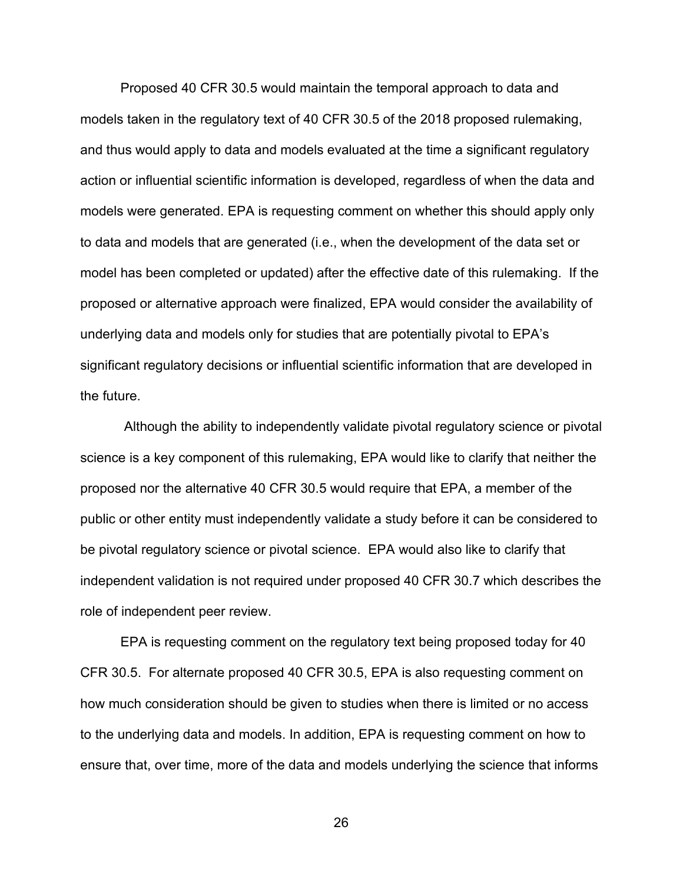Proposed 40 CFR 30.5 would maintain the temporal approach to data and models taken in the regulatory text of 40 CFR 30.5 of the 2018 proposed rulemaking, and thus would apply to data and models evaluated at the time a significant regulatory action or influential scientific information is developed, regardless of when the data and models were generated. EPA is requesting comment on whether this should apply only to data and models that are generated (i.e., when the development of the data set or model has been completed or updated) after the effective date of this rulemaking. If the proposed or alternative approach were finalized, EPA would consider the availability of underlying data and models only for studies that are potentially pivotal to EPA's significant regulatory decisions or influential scientific information that are developed in the future.

Although the ability to independently validate pivotal regulatory science or pivotal science is a key component of this rulemaking, EPA would like to clarify that neither the proposed nor the alternative 40 CFR 30.5 would require that EPA, a member of the public or other entity must independently validate a study before it can be considered to be pivotal regulatory science or pivotal science. EPA would also like to clarify that independent validation is not required under proposed 40 CFR 30.7 which describes the role of independent peer review.

EPA is requesting comment on the regulatory text being proposed today for 40 CFR 30.5. For alternate proposed 40 CFR 30.5, EPA is also requesting comment on how much consideration should be given to studies when there is limited or no access to the underlying data and models. In addition, EPA is requesting comment on how to ensure that, over time, more of the data and models underlying the science that informs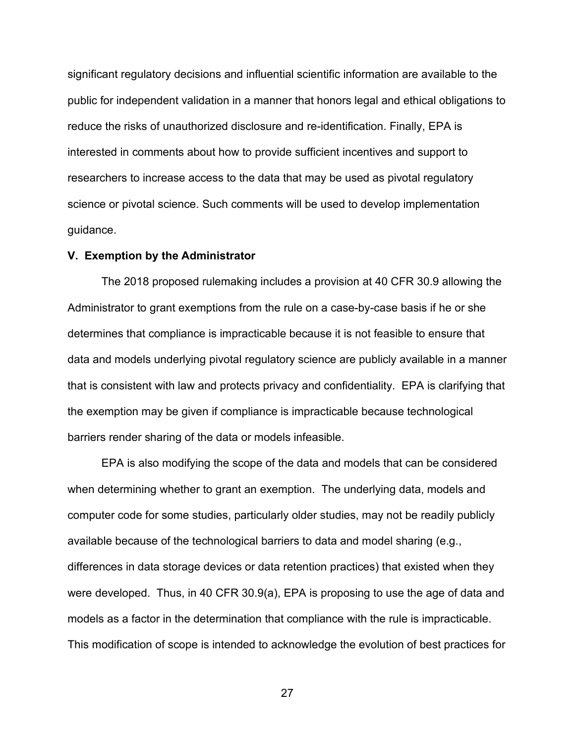significant regulatory decisions and influential scientific information are available to the public for independent validation in a manner that honors legal and ethical obligations to reduce the risks of unauthorized disclosure and re-identification. Finally, EPA is interested in comments about how to provide sufficient incentives and support to researchers to increase access to the data that may be used as pivotal regulatory science or pivotal science. Such comments will be used to develop implementation guidance.

**V. Exemption by the Administrator**

The 2018 proposed rulemaking includes a provision at 40 CFR 30.9 allowing the Administrator to grant exemptions from the rule on a case-by-case basis if he or she determines that compliance is impracticable because it is not feasible to ensure that data and models underlying pivotal regulatory science are publicly available in a manner that is consistent with law and protects privacy and confidentiality. EPA is clarifying that the exemption may be given if compliance is impracticable because technological barriers render sharing of the data or models infeasible.

EPA is also modifying the scope of the data and models that can be considered when determining whether to grant an exemption. The underlying data, models and computer code for some studies, particularly older studies, may not be readily publicly available because of the technological barriers to data and model sharing (e.g., differences in data storage devices or data retention practices) that existed when they were developed. Thus, in 40 CFR 30.9(a), EPA is proposing to use the age of data and models as a factor in the determination that compliance with the rule is impracticable. This modification of scope is intended to acknowledge the evolution of best practices for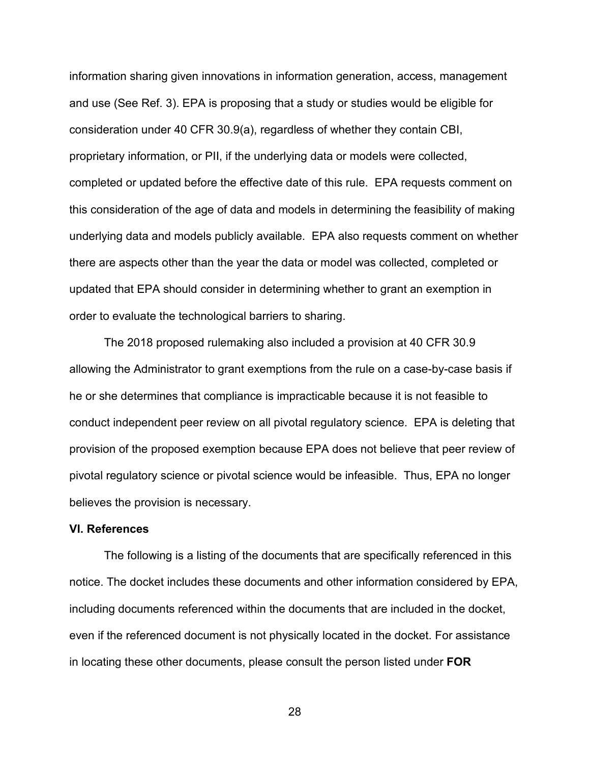information sharing given innovations in information generation, access, management and use (See Ref. 3). EPA is proposing that a study or studies would be eligible for consideration under 40 CFR 30.9(a), regardless of whether they contain CBI, proprietary information, or PII, if the underlying data or models were collected, completed or updated before the effective date of this rule. EPA requests comment on this consideration of the age of data and models in determining the feasibility of making underlying data and models publicly available. EPA also requests comment on whether there are aspects other than the year the data or model was collected, completed or updated that EPA should consider in determining whether to grant an exemption in order to evaluate the technological barriers to sharing.

The 2018 proposed rulemaking also included a provision at 40 CFR 30.9 allowing the Administrator to grant exemptions from the rule on a case-by-case basis if he or she determines that compliance is impracticable because it is not feasible to conduct independent peer review on all pivotal regulatory science. EPA is deleting that provision of the proposed exemption because EPA does not believe that peer review of pivotal regulatory science or pivotal science would be infeasible. Thus, EPA no longer believes the provision is necessary.

**VI. References**

The following is a listing of the documents that are specifically referenced in this notice. The docket includes these documents and other information considered by EPA, including documents referenced within the documents that are included in the docket, even if the referenced document is not physically located in the docket. For assistance in locating these other documents, please consult the person listed under **FOR**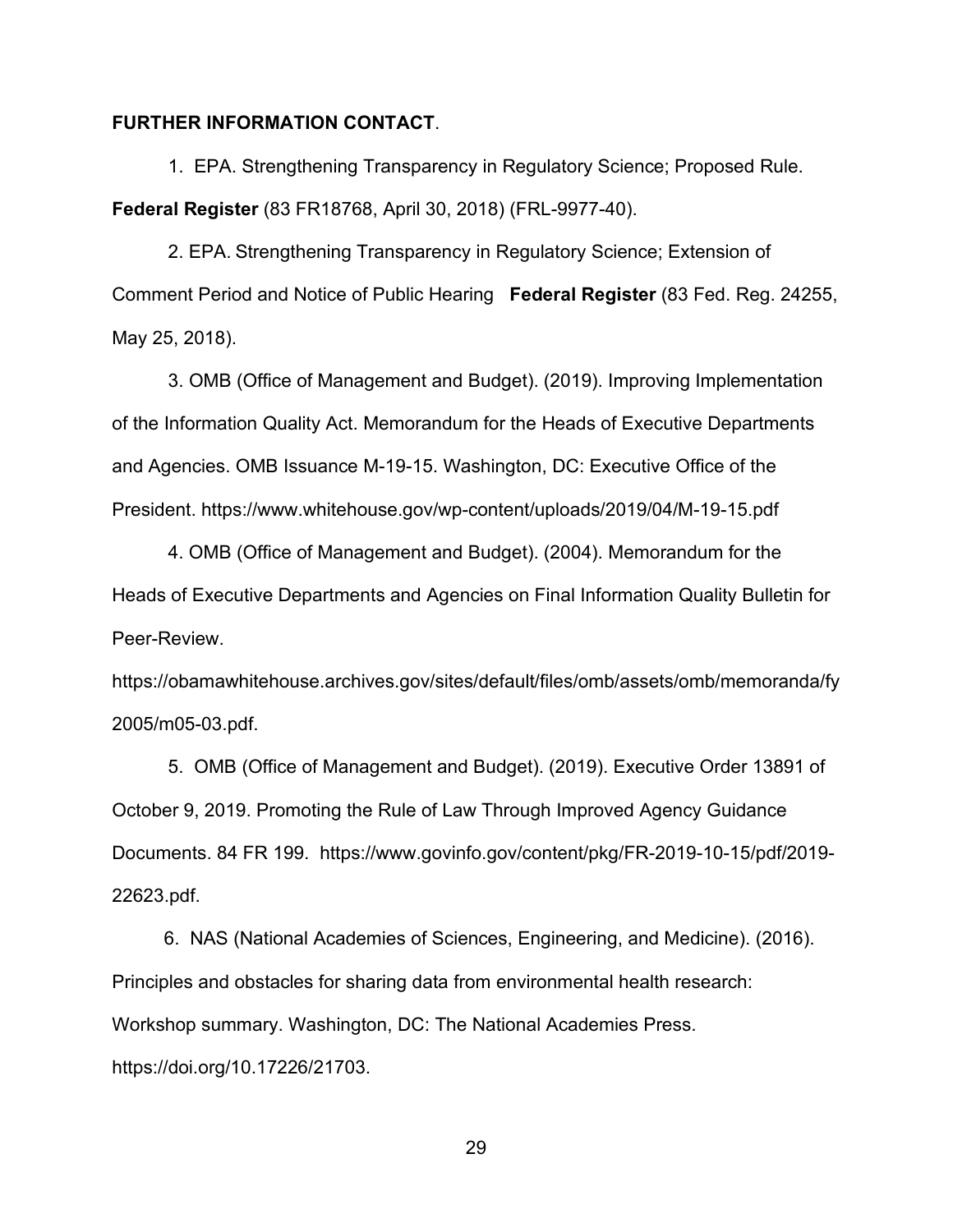**FURTHER INFORMATION CONTACT**.

1. EPA. Strengthening Transparency in Regulatory Science; Proposed Rule. **Federal Register** (83 FR18768, April 30, 2018) (FRL-9977-40).

2. EPA. Strengthening Transparency in Regulatory Science; Extension of Comment Period and Notice of Public Hearing **Federal Register** (83 Fed. Reg. 24255, May 25, 2018).

3. OMB (Office of Management and Budget). (2019). Improving Implementation of the Information Quality Act. Memorandum for the Heads of Executive Departments and Agencies. OMB Issuance M-19-15. Washington, DC: Executive Office of the President. https://www.whitehouse.gov/wp-content/uploads/2019/04/M-19-15.pdf

4. OMB (Office of Management and Budget). (2004). Memorandum for the Heads of Executive Departments and Agencies on Final Information Quality Bulletin for Peer-Review. https://obamawhitehouse.archives.gov/sites/default/files/omb/assets/omb/memoranda/fy2005/m05-03.pdf.

5. OMB (Office of Management and Budget). (2019). Executive Order 13891 of October 9, 2019. Promoting the Rule of Law Through Improved Agency Guidance Documents. 84 FR 199. https://www.govinfo.gov/content/pkg/FR-2019-10-15/pdf/2019-22623.pdf.

6. NAS (National Academies of Sciences, Engineering, and Medicine). (2016). Principles and obstacles for sharing data from environmental health research: Workshop summary. Washington, DC: The National Academies Press. https://doi.org/10.17226/21703.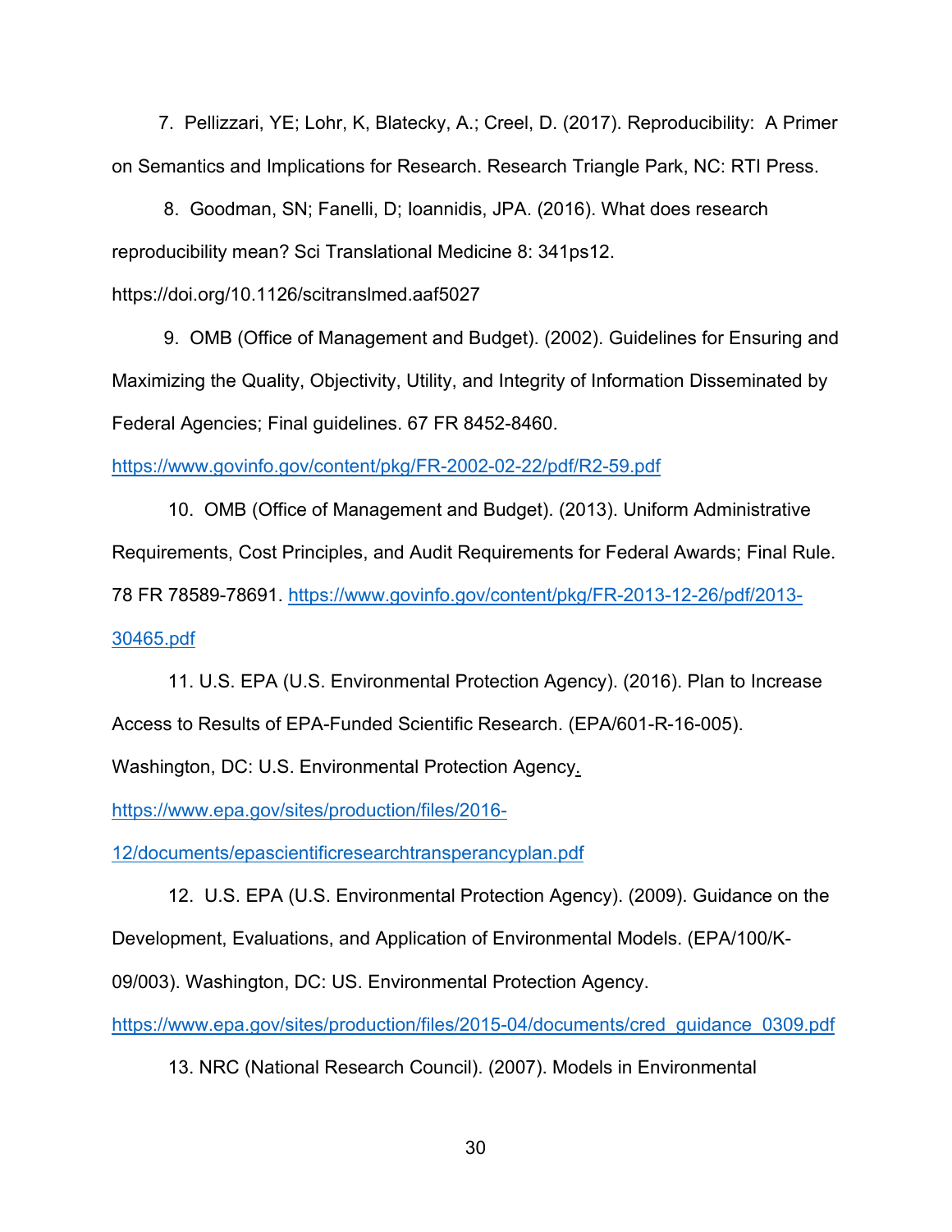7. Pellizzari, YE; Lohr, K, Blatecky, A.; Creel, D. (2017). Reproducibility: A Primer on Semantics and Implications for Research. Research Triangle Park, NC: RTI Press.

8. Goodman, SN; Fanelli, D; Ioannidis, JPA. (2016). What does research reproducibility mean? Sci Translational Medicine 8: 341ps12. https://doi.org/10.1126/scitranslmed.aaf5027

9. OMB (Office of Management and Budget). (2002). Guidelines for Ensuring and Maximizing the Quality, Objectivity, Utility, and Integrity of Information Disseminated by Federal Agencies; Final guidelines. 67 FR 8452-8460. https://www.govinfo.gov/content/pkg/FR-2002-02-22/pdf/R2-59.pdf

10. OMB (Office of Management and Budget). (2013). Uniform Administrative Requirements, Cost Principles, and Audit Requirements for Federal Awards; Final Rule. 78 FR 78589-78691. https://www.govinfo.gov/content/pkg/FR-2013-12-26/pdf/2013-30465.pdf

11. U.S. EPA (U.S. Environmental Protection Agency). (2016). Plan to Increase Access to Results of EPA-Funded Scientific Research. (EPA/601-R-16-005). Washington, DC: U.S. Environmental Protection Agency. https://www.epa.gov/sites/production/files/2016-12/documents/epascientificresearchtransperancyplan.pdf

12. U.S. EPA (U.S. Environmental Protection Agency). (2009). Guidance on the Development, Evaluations, and Application of Environmental Models. (EPA/100/K-09/003). Washington, DC: US. Environmental Protection Agency. https://www.epa.gov/sites/production/files/2015-04/documents/cred_guidance_0309.pdf

13. NRC (National Research Council). (2007). Models in Environmental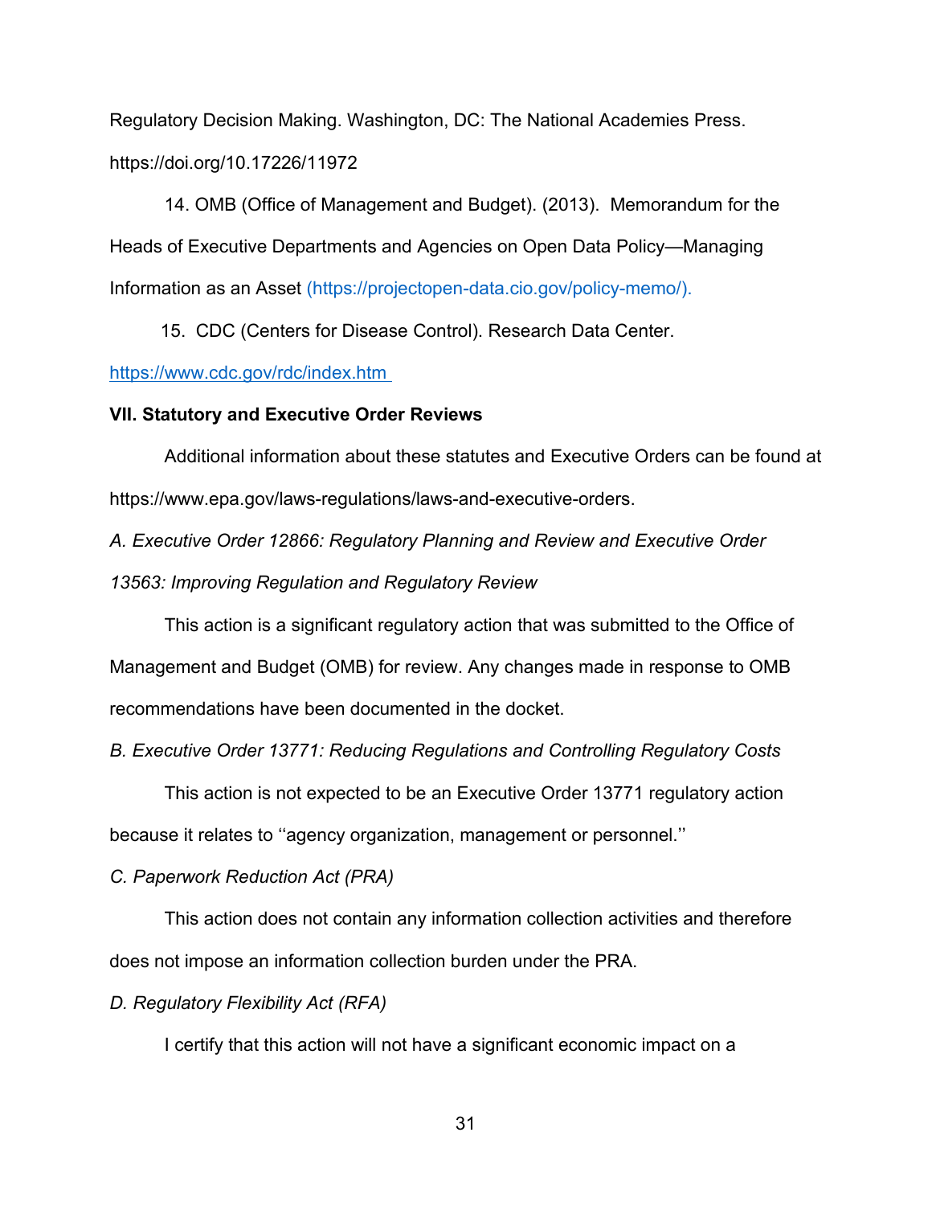Regulatory Decision Making. Washington, DC: The National Academies Press. https://doi.org/10.17226/11972

14. OMB (Office of Management and Budget). (2013). Memorandum for the Heads of Executive Departments and Agencies on Open Data Policy—Managing Information as an Asset (https://projectopen-data.cio.gov/policy-memo/).

15. CDC (Centers for Disease Control). Research Data Center. https://www.cdc.gov/rdc/index.htm

**VII. Statutory and Executive Order Reviews**

Additional information about these statutes and Executive Orders can be found at https://www.epa.gov/laws-regulations/laws-and-executive-orders.

*A. Executive Order 12866: Regulatory Planning and Review and Executive Order 13563: Improving Regulation and Regulatory Review*

This action is a significant regulatory action that was submitted to the Office of Management and Budget (OMB) for review. Any changes made in response to OMB recommendations have been documented in the docket.

*B. Executive Order 13771: Reducing Regulations and Controlling Regulatory Costs*

This action is not expected to be an Executive Order 13771 regulatory action because it relates to ''agency organization, management or personnel.''

*C. Paperwork Reduction Act (PRA)*

This action does not contain any information collection activities and therefore does not impose an information collection burden under the PRA.

*D. Regulatory Flexibility Act (RFA)*

I certify that this action will not have a significant economic impact on a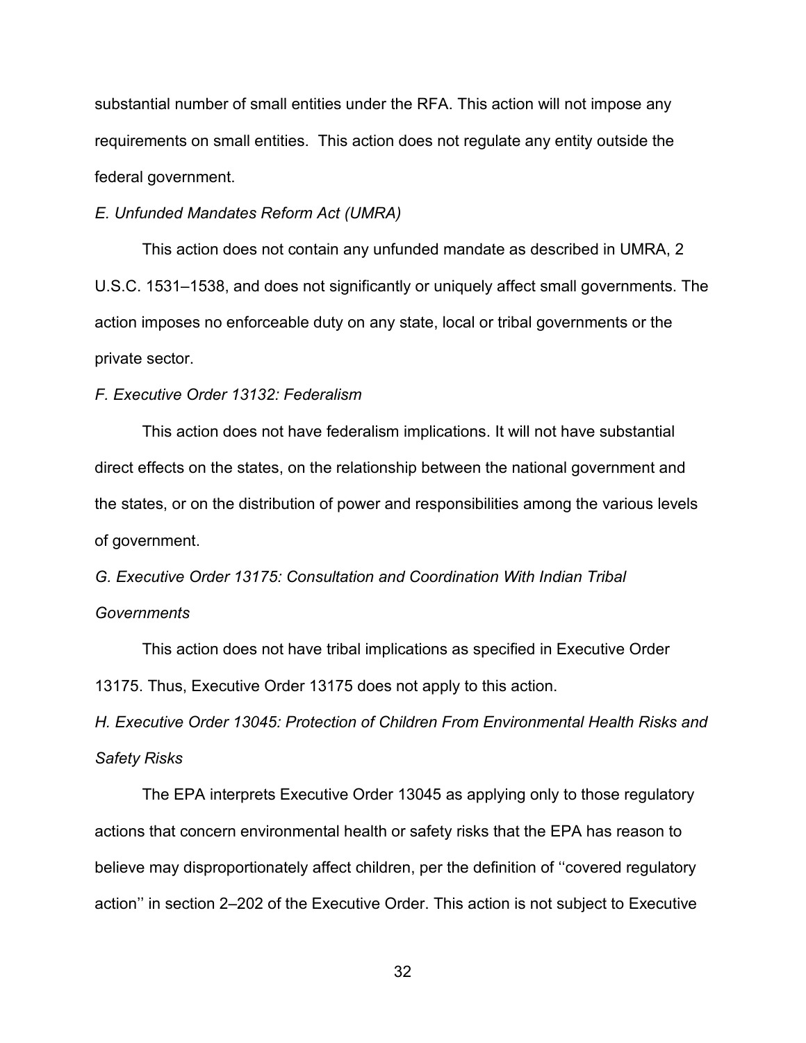substantial number of small entities under the RFA. This action will not impose any requirements on small entities. This action does not regulate any entity outside the federal government.

*E. Unfunded Mandates Reform Act (UMRA)*

This action does not contain any unfunded mandate as described in UMRA, 2 U.S.C. 1531–1538, and does not significantly or uniquely affect small governments. The action imposes no enforceable duty on any state, local or tribal governments or the private sector.

*F. Executive Order 13132: Federalism*

This action does not have federalism implications. It will not have substantial direct effects on the states, on the relationship between the national government and the states, or on the distribution of power and responsibilities among the various levels of government.

*G. Executive Order 13175: Consultation and Coordination With Indian Tribal Governments*

This action does not have tribal implications as specified in Executive Order 13175. Thus, Executive Order 13175 does not apply to this action.

*H. Executive Order 13045: Protection of Children From Environmental Health Risks and Safety Risks*

The EPA interprets Executive Order 13045 as applying only to those regulatory actions that concern environmental health or safety risks that the EPA has reason to believe may disproportionately affect children, per the definition of ‘‘covered regulatory action’’ in section 2–202 of the Executive Order. This action is not subject to Executive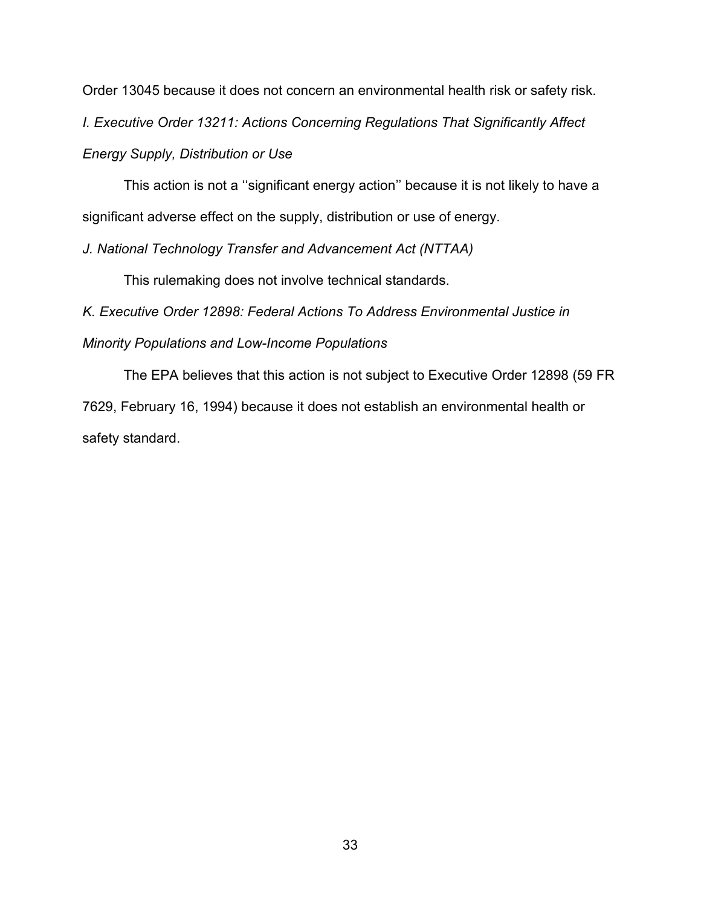Order 13045 because it does not concern an environmental health risk or safety risk.

*I. Executive Order 13211: Actions Concerning Regulations That Significantly Affect Energy Supply, Distribution or Use*

This action is not a ‘‘significant energy action’’ because it is not likely to have a significant adverse effect on the supply, distribution or use of energy.

*J. National Technology Transfer and Advancement Act (NTTAA)*

This rulemaking does not involve technical standards.

*K. Executive Order 12898: Federal Actions To Address Environmental Justice in Minority Populations and Low-Income Populations*

The EPA believes that this action is not subject to Executive Order 12898 (59 FR 7629, February 16, 1994) because it does not establish an environmental health or safety standard.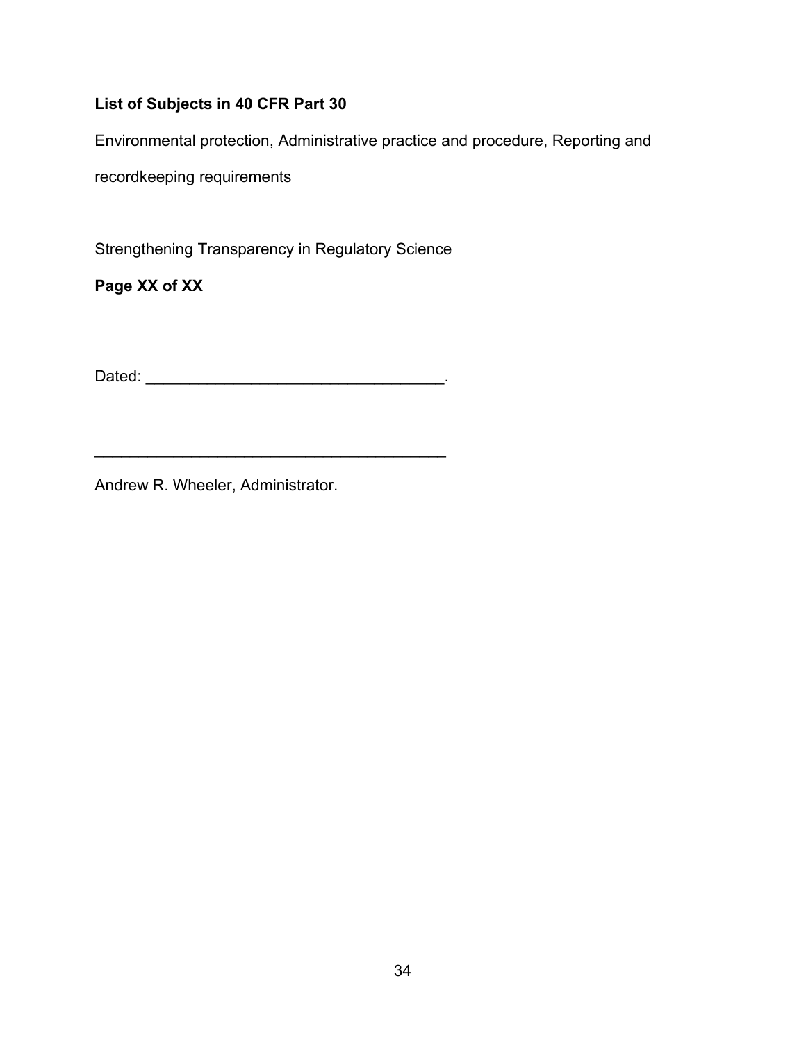**List of Subjects in 40 CFR Part 30**

Environmental protection, Administrative practice and procedure, Reporting and recordkeeping requirements

Strengthening Transparency in Regulatory Science

**Page XX of XX**

Dated: ___________________________________.

_________________________________________

Andrew R. Wheeler, Administrator.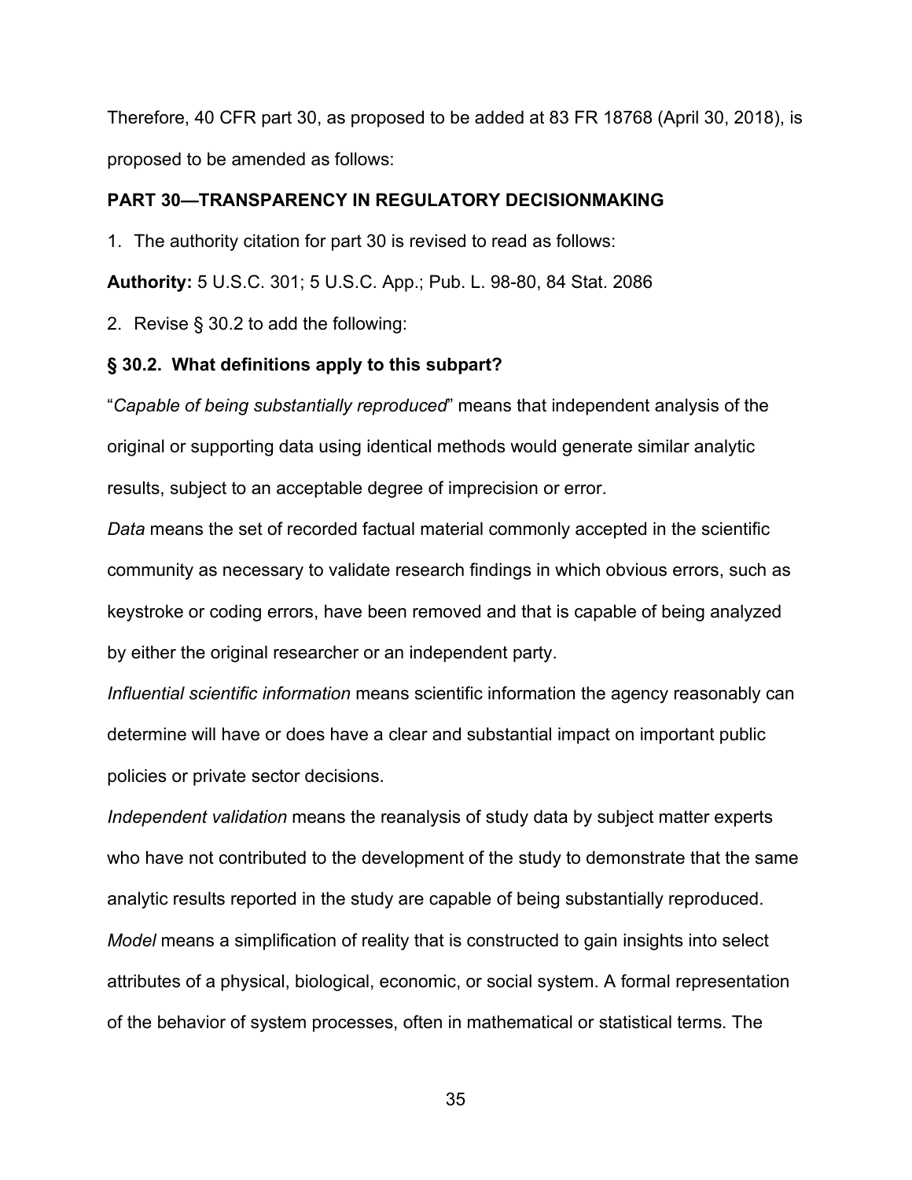Therefore, 40 CFR part 30, as proposed to be added at 83 FR 18768 (April 30, 2018), is proposed to be amended as follows:

**PART 30—TRANSPARENCY IN REGULATORY DECISIONMAKING**

1. The authority citation for part 30 is revised to read as follows:

**Authority:** 5 U.S.C. 301; 5 U.S.C. App.; Pub. L. 98-80, 84 Stat. 2086

2. Revise § 30.2 to add the following:

**§ 30.2. What definitions apply to this subpart?**

"*Capable of being substantially reproduced*" means that independent analysis of the original or supporting data using identical methods would generate similar analytic results, subject to an acceptable degree of imprecision or error.

*Data* means the set of recorded factual material commonly accepted in the scientific community as necessary to validate research findings in which obvious errors, such as keystroke or coding errors, have been removed and that is capable of being analyzed by either the original researcher or an independent party.

*Influential scientific information* means scientific information the agency reasonably can determine will have or does have a clear and substantial impact on important public policies or private sector decisions.

*Independent validation* means the reanalysis of study data by subject matter experts who have not contributed to the development of the study to demonstrate that the same analytic results reported in the study are capable of being substantially reproduced.

*Model* means a simplification of reality that is constructed to gain insights into select attributes of a physical, biological, economic, or social system. A formal representation of the behavior of system processes, often in mathematical or statistical terms. The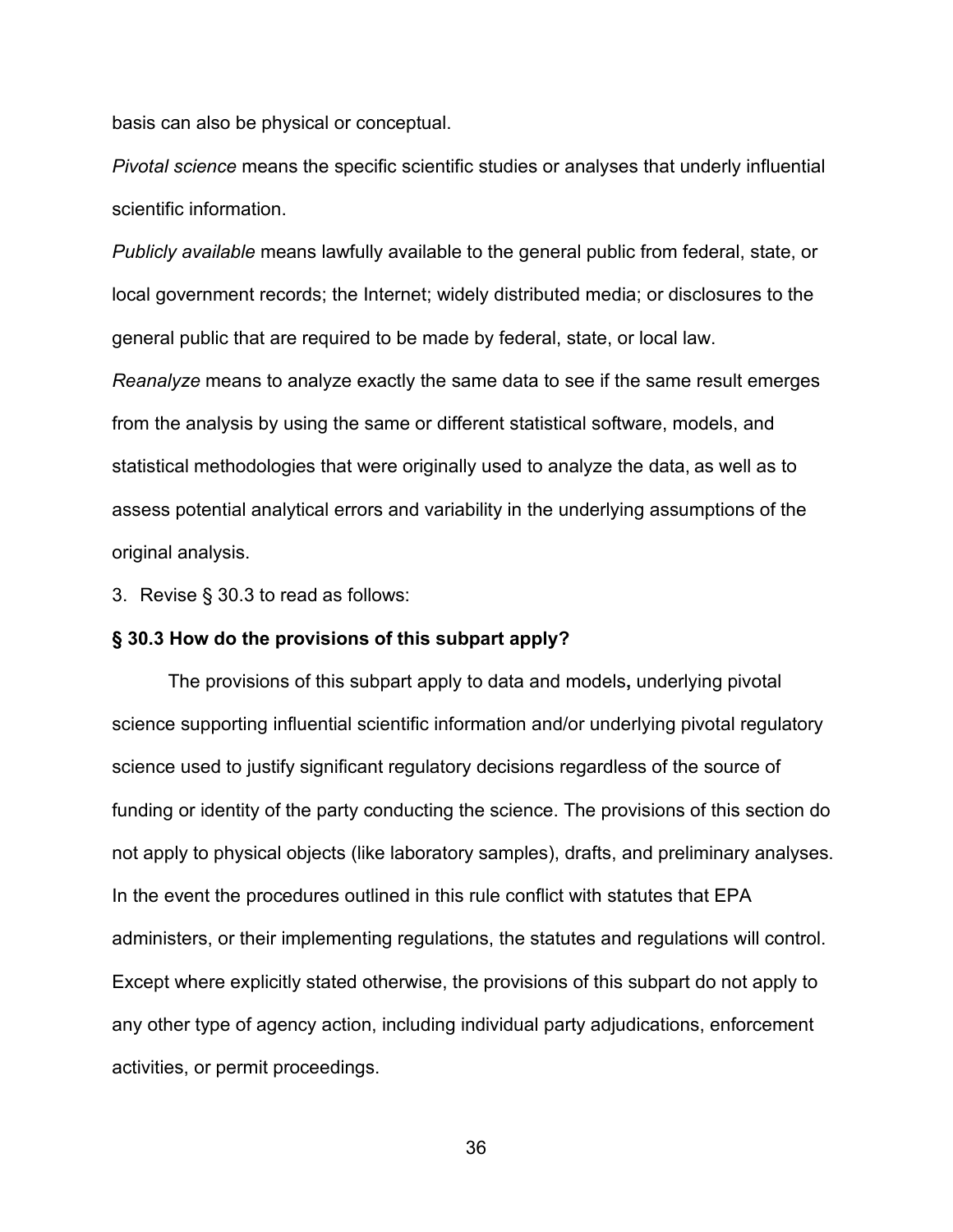basis can also be physical or conceptual.

*Pivotal science* means the specific scientific studies or analyses that underly influential scientific information.

*Publicly available* means lawfully available to the general public from federal, state, or local government records; the Internet; widely distributed media; or disclosures to the general public that are required to be made by federal, state, or local law.

*Reanalyze* means to analyze exactly the same data to see if the same result emerges from the analysis by using the same or different statistical software, models, and statistical methodologies that were originally used to analyze the data, as well as to assess potential analytical errors and variability in the underlying assumptions of the original analysis.

3. Revise § 30.3 to read as follows:

**§ 30.3 How do the provisions of this subpart apply?**

The provisions of this subpart apply to data and models**,** underlying pivotal science supporting influential scientific information and/or underlying pivotal regulatory science used to justify significant regulatory decisions regardless of the source of funding or identity of the party conducting the science. The provisions of this section do not apply to physical objects (like laboratory samples), drafts, and preliminary analyses. In the event the procedures outlined in this rule conflict with statutes that EPA administers, or their implementing regulations, the statutes and regulations will control. Except where explicitly stated otherwise, the provisions of this subpart do not apply to any other type of agency action, including individual party adjudications, enforcement activities, or permit proceedings.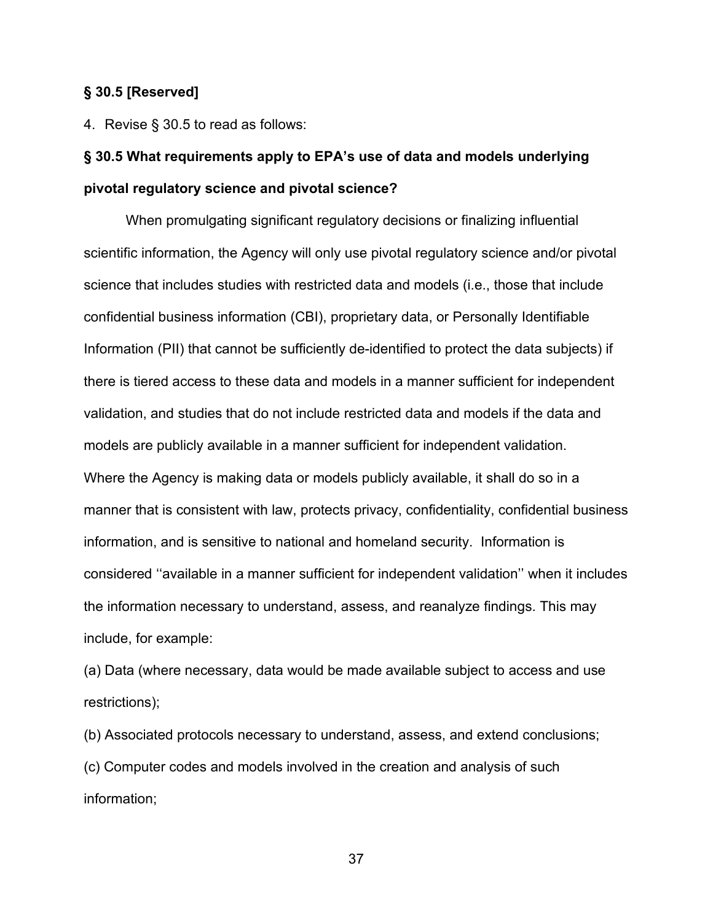**§ 30.5 [Reserved]**

4. Revise § 30.5 to read as follows:

**§ 30.5 What requirements apply to EPA's use of data and models underlying pivotal regulatory science and pivotal science?**

When promulgating significant regulatory decisions or finalizing influential scientific information, the Agency will only use pivotal regulatory science and/or pivotal science that includes studies with restricted data and models (i.e., those that include confidential business information (CBI), proprietary data, or Personally Identifiable Information (PII) that cannot be sufficiently de-identified to protect the data subjects) if there is tiered access to these data and models in a manner sufficient for independent validation, and studies that do not include restricted data and models if the data and models are publicly available in a manner sufficient for independent validation. Where the Agency is making data or models publicly available, it shall do so in a manner that is consistent with law, protects privacy, confidentiality, confidential business information, and is sensitive to national and homeland security. Information is considered ''available in a manner sufficient for independent validation'' when it includes the information necessary to understand, assess, and reanalyze findings. This may include, for example:

(a) Data (where necessary, data would be made available subject to access and use restrictions);

(b) Associated protocols necessary to understand, assess, and extend conclusions;

(c) Computer codes and models involved in the creation and analysis of such information;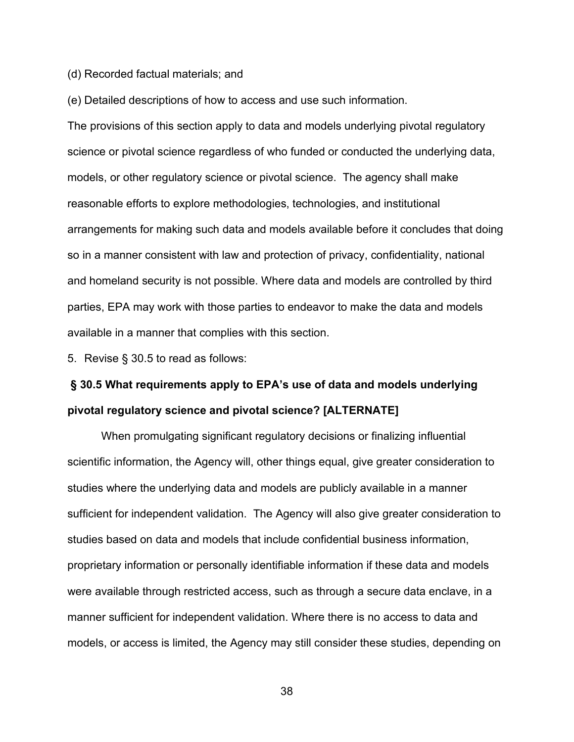(d) Recorded factual materials; and

(e) Detailed descriptions of how to access and use such information.

The provisions of this section apply to data and models underlying pivotal regulatory science or pivotal science regardless of who funded or conducted the underlying data, models, or other regulatory science or pivotal science. The agency shall make reasonable efforts to explore methodologies, technologies, and institutional arrangements for making such data and models available before it concludes that doing so in a manner consistent with law and protection of privacy, confidentiality, national and homeland security is not possible. Where data and models are controlled by third parties, EPA may work with those parties to endeavor to make the data and models available in a manner that complies with this section.

5. Revise § 30.5 to read as follows:

**§ 30.5 What requirements apply to EPA's use of data and models underlying pivotal regulatory science and pivotal science? [ALTERNATE]**

When promulgating significant regulatory decisions or finalizing influential scientific information, the Agency will, other things equal, give greater consideration to studies where the underlying data and models are publicly available in a manner sufficient for independent validation. The Agency will also give greater consideration to studies based on data and models that include confidential business information, proprietary information or personally identifiable information if these data and models were available through restricted access, such as through a secure data enclave, in a manner sufficient for independent validation. Where there is no access to data and models, or access is limited, the Agency may still consider these studies, depending on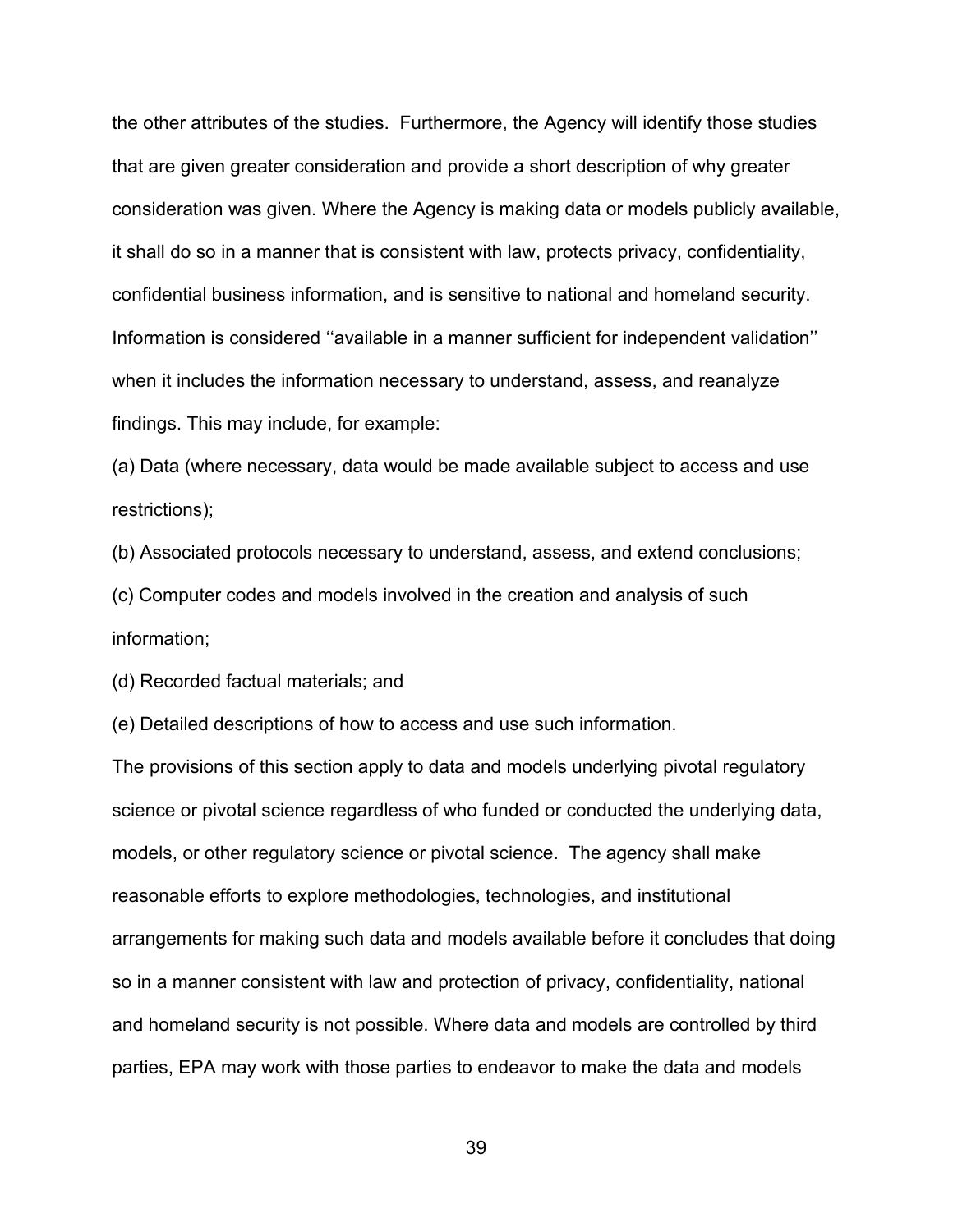the other attributes of the studies. Furthermore, the Agency will identify those studies that are given greater consideration and provide a short description of why greater consideration was given. Where the Agency is making data or models publicly available, it shall do so in a manner that is consistent with law, protects privacy, confidentiality, confidential business information, and is sensitive to national and homeland security. Information is considered ‘‘available in a manner sufficient for independent validation’’ when it includes the information necessary to understand, assess, and reanalyze findings. This may include, for example:

(a) Data (where necessary, data would be made available subject to access and use restrictions);

(b) Associated protocols necessary to understand, assess, and extend conclusions;

(c) Computer codes and models involved in the creation and analysis of such information;

(d) Recorded factual materials; and

(e) Detailed descriptions of how to access and use such information.

The provisions of this section apply to data and models underlying pivotal regulatory science or pivotal science regardless of who funded or conducted the underlying data, models, or other regulatory science or pivotal science. The agency shall make reasonable efforts to explore methodologies, technologies, and institutional arrangements for making such data and models available before it concludes that doing so in a manner consistent with law and protection of privacy, confidentiality, national and homeland security is not possible. Where data and models are controlled by third parties, EPA may work with those parties to endeavor to make the data and models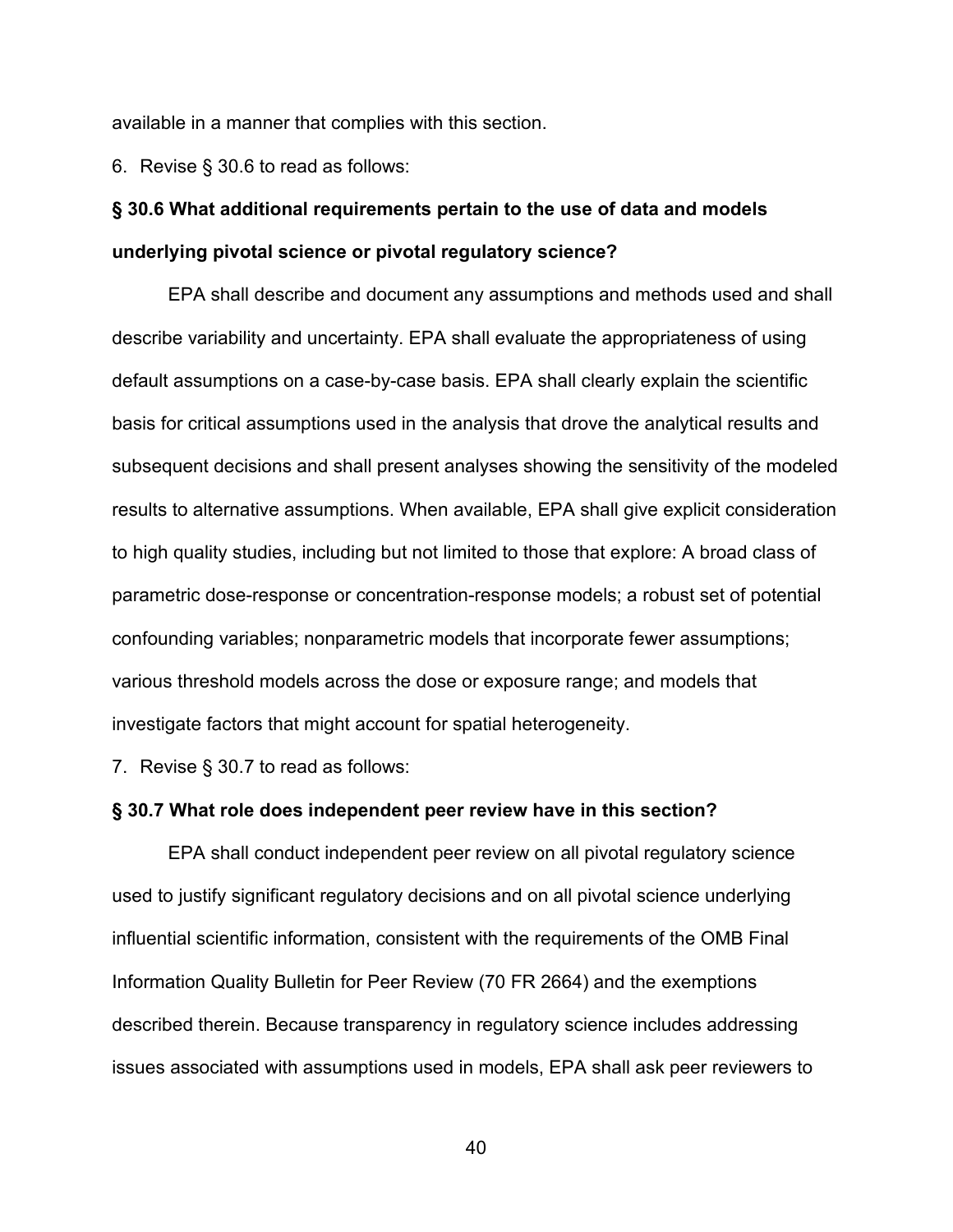available in a manner that complies with this section.

6. Revise § 30.6 to read as follows:

**§ 30.6 What additional requirements pertain to the use of data and models underlying pivotal science or pivotal regulatory science?**

EPA shall describe and document any assumptions and methods used and shall describe variability and uncertainty. EPA shall evaluate the appropriateness of using default assumptions on a case-by-case basis. EPA shall clearly explain the scientific basis for critical assumptions used in the analysis that drove the analytical results and subsequent decisions and shall present analyses showing the sensitivity of the modeled results to alternative assumptions. When available, EPA shall give explicit consideration to high quality studies, including but not limited to those that explore: A broad class of parametric dose-response or concentration-response models; a robust set of potential confounding variables; nonparametric models that incorporate fewer assumptions; various threshold models across the dose or exposure range; and models that investigate factors that might account for spatial heterogeneity.

7. Revise § 30.7 to read as follows:

**§ 30.7 What role does independent peer review have in this section?**

EPA shall conduct independent peer review on all pivotal regulatory science used to justify significant regulatory decisions and on all pivotal science underlying influential scientific information, consistent with the requirements of the OMB Final Information Quality Bulletin for Peer Review (70 FR 2664) and the exemptions described therein. Because transparency in regulatory science includes addressing issues associated with assumptions used in models, EPA shall ask peer reviewers to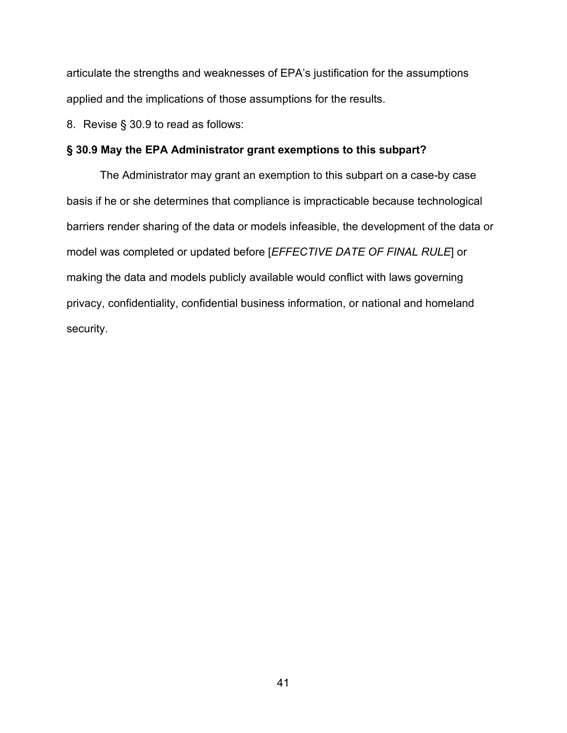articulate the strengths and weaknesses of EPA's justification for the assumptions applied and the implications of those assumptions for the results.

8. Revise § 30.9 to read as follows:

**§ 30.9 May the EPA Administrator grant exemptions to this subpart?**

The Administrator may grant an exemption to this subpart on a case-by case basis if he or she determines that compliance is impracticable because technological barriers render sharing of the data or models infeasible, the development of the data or model was completed or updated before [*EFFECTIVE DATE OF FINAL RULE*] or making the data and models publicly available would conflict with laws governing privacy, confidentiality, confidential business information, or national and homeland security.